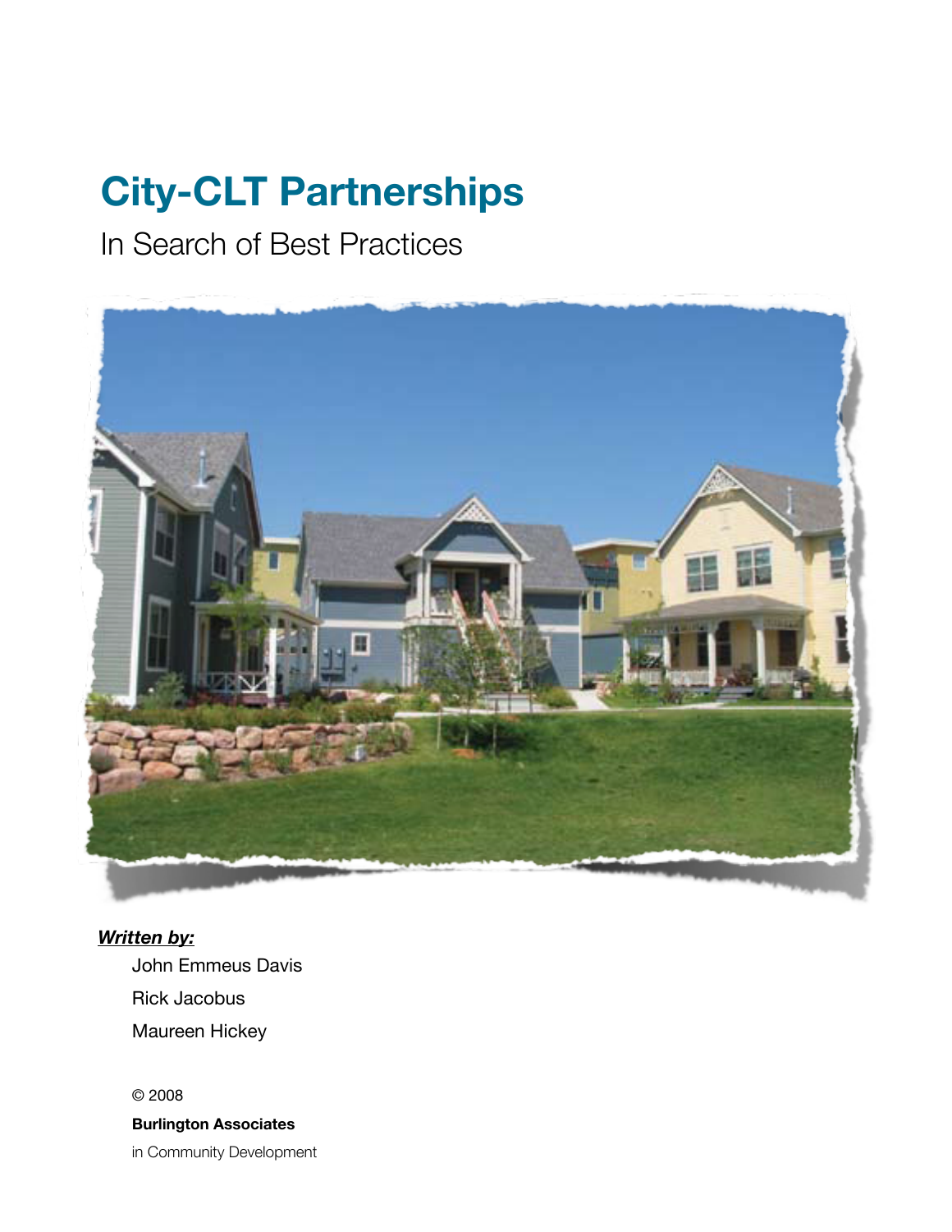# City-CLT Partnerships

## In Search of Best Practices

***Written by:***

John Emmeus Davis

Rick Jacobus

Maureen Hickey

© 2008

**Burlington Associates**

in Community Development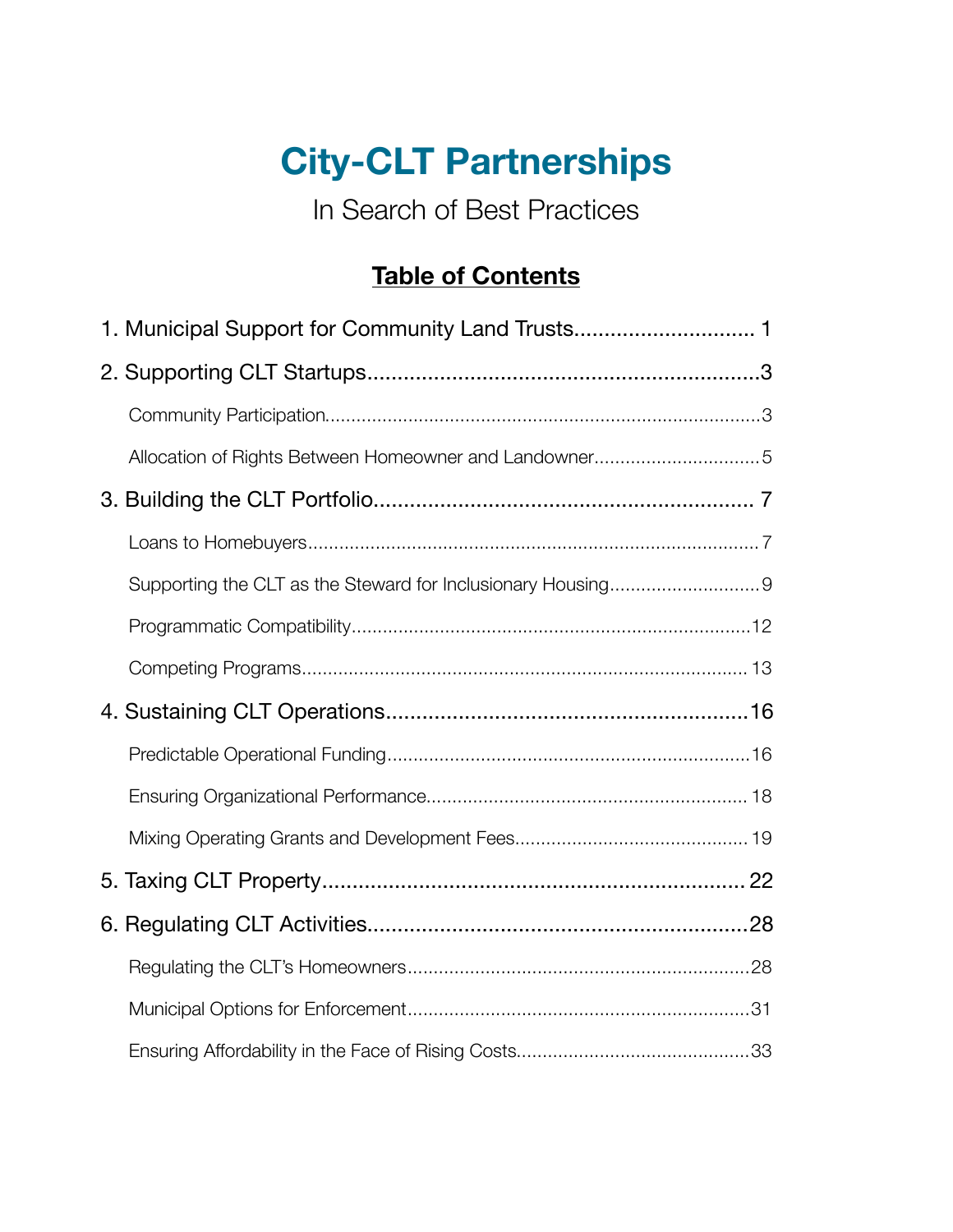# City-CLT Partnerships

In Search of Best Practices

## Table of Contents

1. Municipal Support for Community Land Trusts............................. 1

2. Supporting CLT Startups.................................................................3

- Community Participation..................................................................................3
- Allocation of Rights Between Homeowner and Landowner................................5

3. Building the CLT Portfolio............................................................... 7

- Loans to Homebuyers......................................................................................7
- Supporting the CLT as the Steward for Inclusionary Housing.............................9
- Programmatic Compatibility...........................................................................12
- Competing Programs...................................................................................... 13

4. Sustaining CLT Operations............................................................16

- Predictable Operational Funding.....................................................................16
- Ensuring Organizational Performance............................................................ 18
- Mixing Operating Grants and Development Fees............................................ 19

5. Taxing CLT Property..................................................................... 22

6. Regulating CLT Activities...............................................................28

- Regulating the CLT's Homeowners.................................................................28
- Municipal Options for Enforcement.................................................................31
- Ensuring Affordability in the Face of Rising Costs............................................33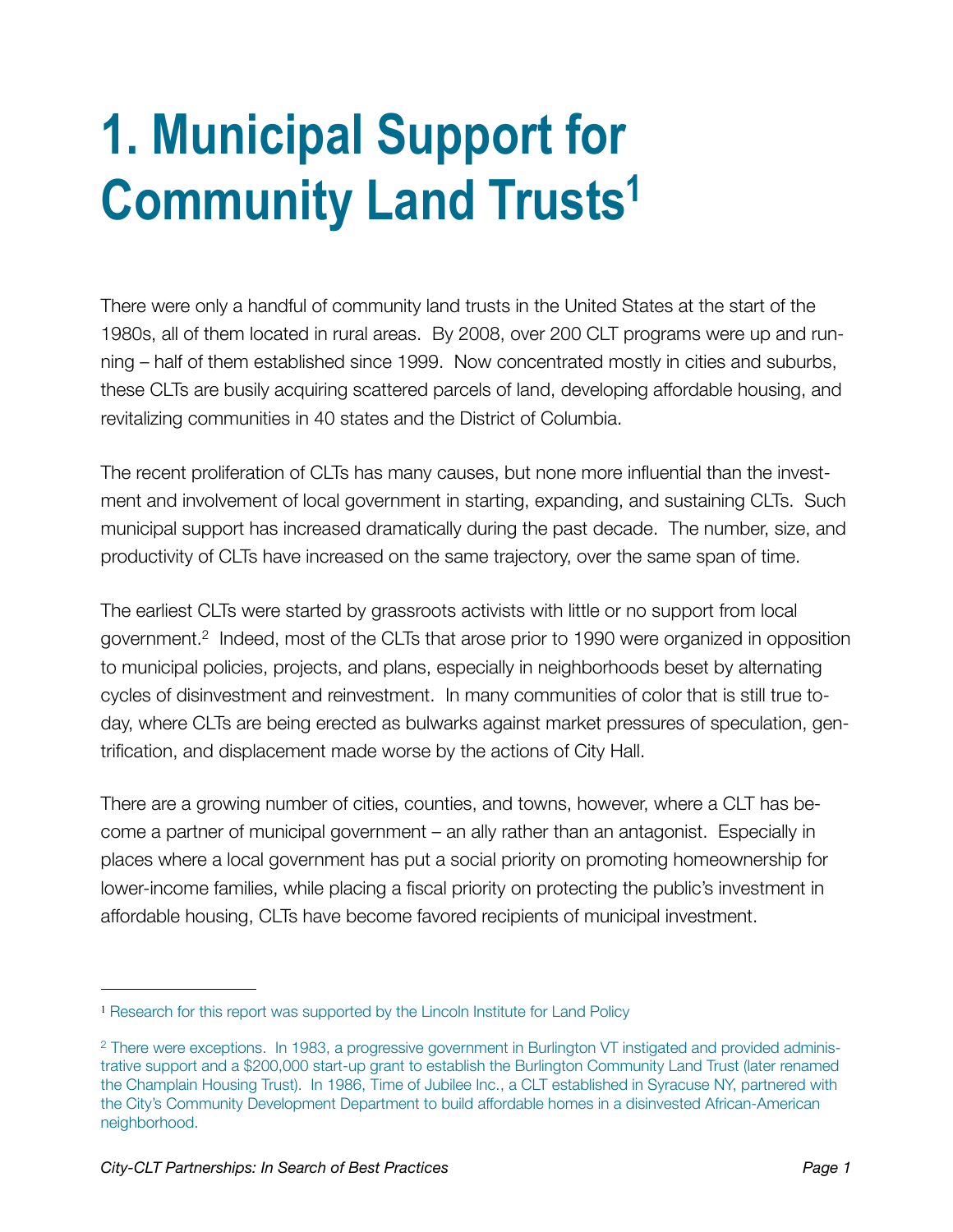# 1. Municipal Support for Community Land Trusts[1]

There were only a handful of community land trusts in the United States at the start of the 1980s, all of them located in rural areas. By 2008, over 200 CLT programs were up and running – half of them established since 1999. Now concentrated mostly in cities and suburbs, these CLTs are busily acquiring scattered parcels of land, developing affordable housing, and revitalizing communities in 40 states and the District of Columbia.

The recent proliferation of CLTs has many causes, but none more influential than the investment and involvement of local government in starting, expanding, and sustaining CLTs. Such municipal support has increased dramatically during the past decade. The number, size, and productivity of CLTs have increased on the same trajectory, over the same span of time.

The earliest CLTs were started by grassroots activists with little or no support from local government.[2] Indeed, most of the CLTs that arose prior to 1990 were organized in opposition to municipal policies, projects, and plans, especially in neighborhoods beset by alternating cycles of disinvestment and reinvestment. In many communities of color that is still true today, where CLTs are being erected as bulwarks against market pressures of speculation, gentrification, and displacement made worse by the actions of City Hall.

There are a growing number of cities, counties, and towns, however, where a CLT has become a partner of municipal government – an ally rather than an antagonist. Especially in places where a local government has put a social priority on promoting homeownership for lower-income families, while placing a fiscal priority on protecting the public's investment in affordable housing, CLTs have become favored recipients of municipal investment.

---

[1] Research for this report was supported by the Lincoln Institute for Land Policy

[2] There were exceptions. In 1983, a progressive government in Burlington VT instigated and provided administrative support and a $200,000 start-up grant to establish the Burlington Community Land Trust (later renamed the Champlain Housing Trust). In 1986, Time of Jubilee Inc., a CLT established in Syracuse NY, partnered with the City's Community Development Department to build affordable homes in a disinvested African-American neighborhood.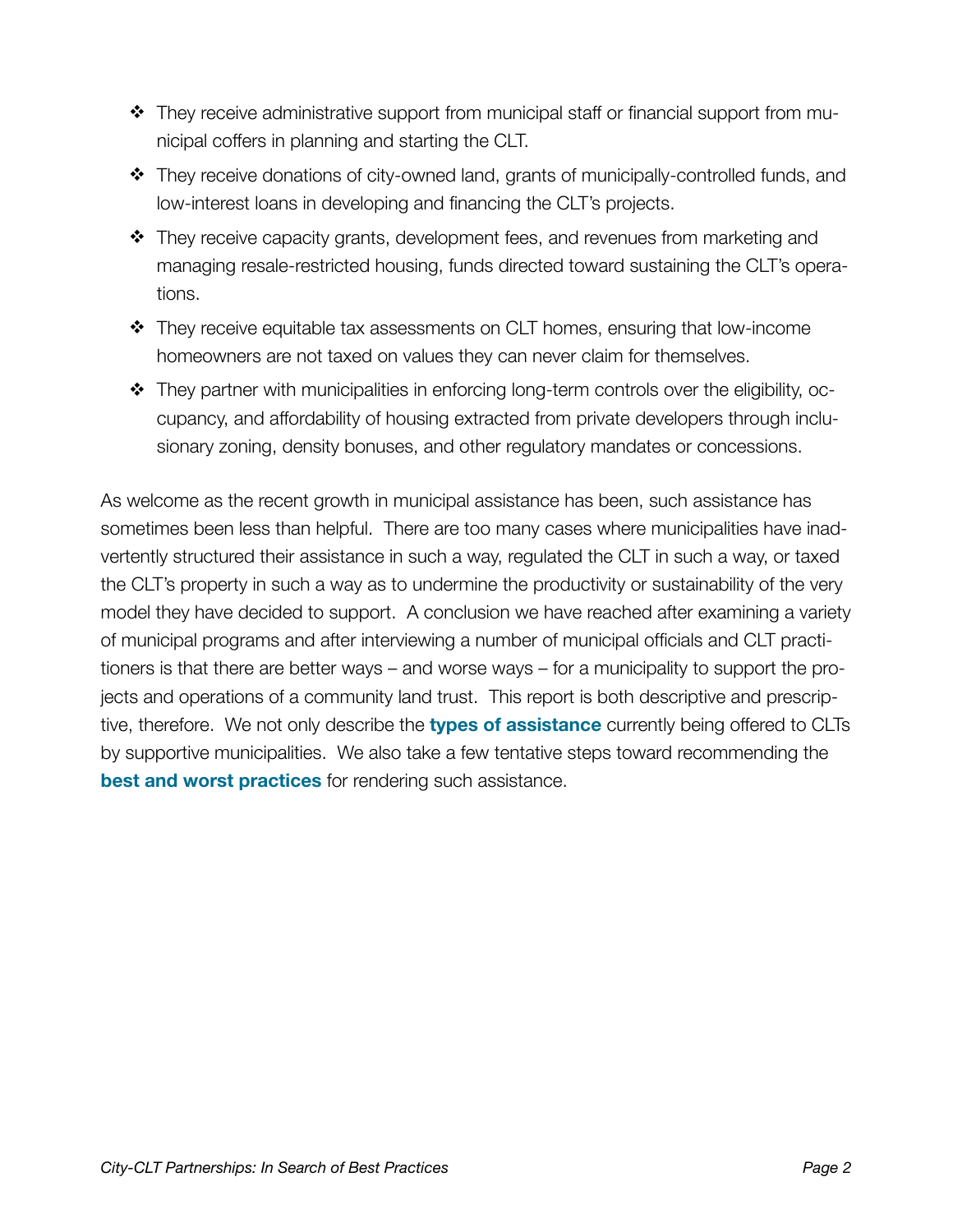- They receive administrative support from municipal staff or financial support from municipal coffers in planning and starting the CLT.
- They receive donations of city-owned land, grants of municipally-controlled funds, and low-interest loans in developing and financing the CLT's projects.
- They receive capacity grants, development fees, and revenues from marketing and managing resale-restricted housing, funds directed toward sustaining the CLT's operations.
- They receive equitable tax assessments on CLT homes, ensuring that low-income homeowners are not taxed on values they can never claim for themselves.
- They partner with municipalities in enforcing long-term controls over the eligibility, occupancy, and affordability of housing extracted from private developers through inclusionary zoning, density bonuses, and other regulatory mandates or concessions.

As welcome as the recent growth in municipal assistance has been, such assistance has sometimes been less than helpful. There are too many cases where municipalities have inadvertently structured their assistance in such a way, regulated the CLT in such a way, or taxed the CLT's property in such a way as to undermine the productivity or sustainability of the very model they have decided to support. A conclusion we have reached after examining a variety of municipal programs and after interviewing a number of municipal officials and CLT practitioners is that there are better ways – and worse ways – for a municipality to support the projects and operations of a community land trust. This report is both descriptive and prescriptive, therefore. We not only describe the **types of assistance** currently being offered to CLTs by supportive municipalities. We also take a few tentative steps toward recommending the **best and worst practices** for rendering such assistance.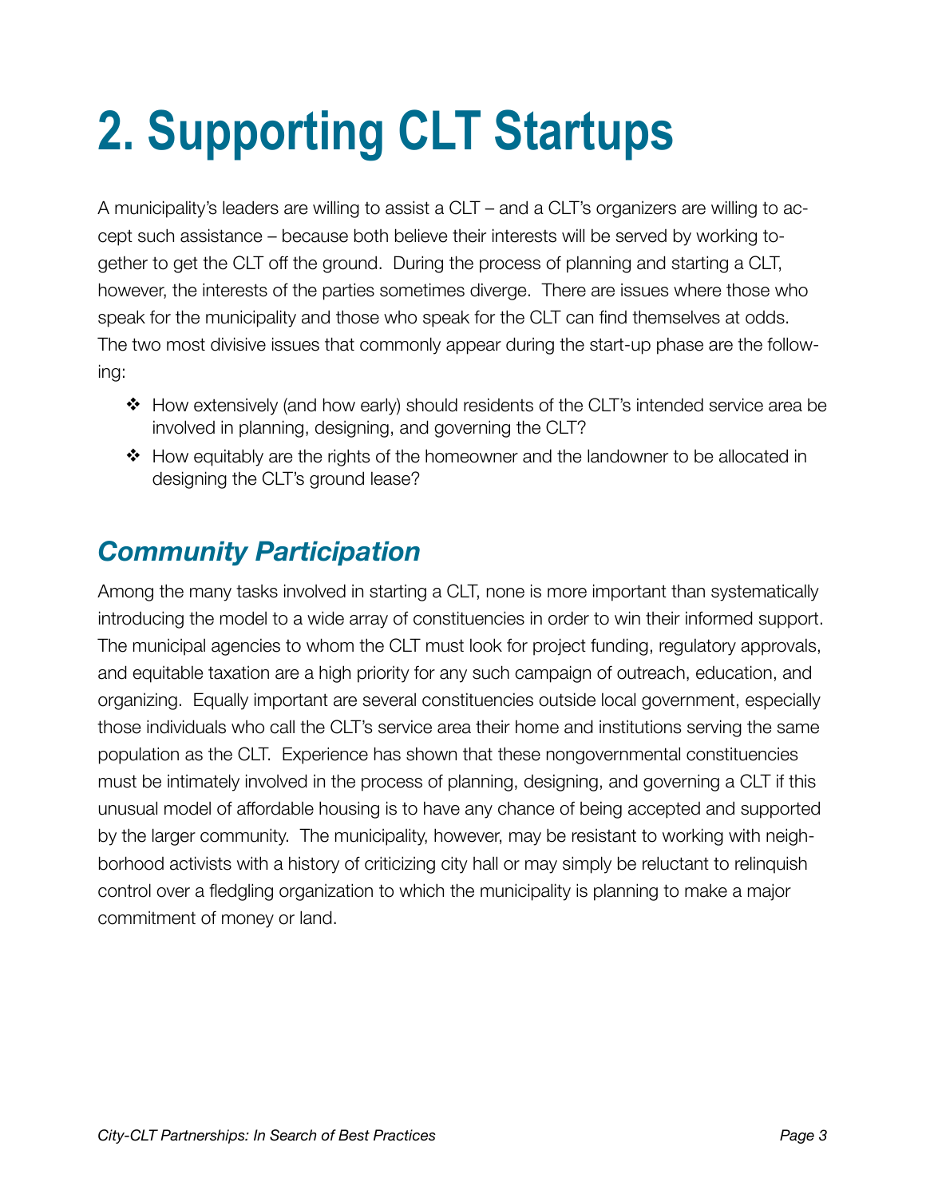# 2. Supporting CLT Startups

A municipality's leaders are willing to assist a CLT – and a CLT's organizers are willing to accept such assistance – because both believe their interests will be served by working together to get the CLT off the ground. During the process of planning and starting a CLT, however, the interests of the parties sometimes diverge. There are issues where those who speak for the municipality and those who speak for the CLT can find themselves at odds. The two most divisive issues that commonly appear during the start-up phase are the following:

- How extensively (and how early) should residents of the CLT's intended service area be involved in planning, designing, and governing the CLT?
- How equitably are the rights of the homeowner and the landowner to be allocated in designing the CLT's ground lease?

## *Community Participation*

Among the many tasks involved in starting a CLT, none is more important than systematically introducing the model to a wide array of constituencies in order to win their informed support. The municipal agencies to whom the CLT must look for project funding, regulatory approvals, and equitable taxation are a high priority for any such campaign of outreach, education, and organizing. Equally important are several constituencies outside local government, especially those individuals who call the CLT's service area their home and institutions serving the same population as the CLT. Experience has shown that these nongovernmental constituencies must be intimately involved in the process of planning, designing, and governing a CLT if this unusual model of affordable housing is to have any chance of being accepted and supported by the larger community. The municipality, however, may be resistant to working with neighborhood activists with a history of criticizing city hall or may simply be reluctant to relinquish control over a fledgling organization to which the municipality is planning to make a major commitment of money or land.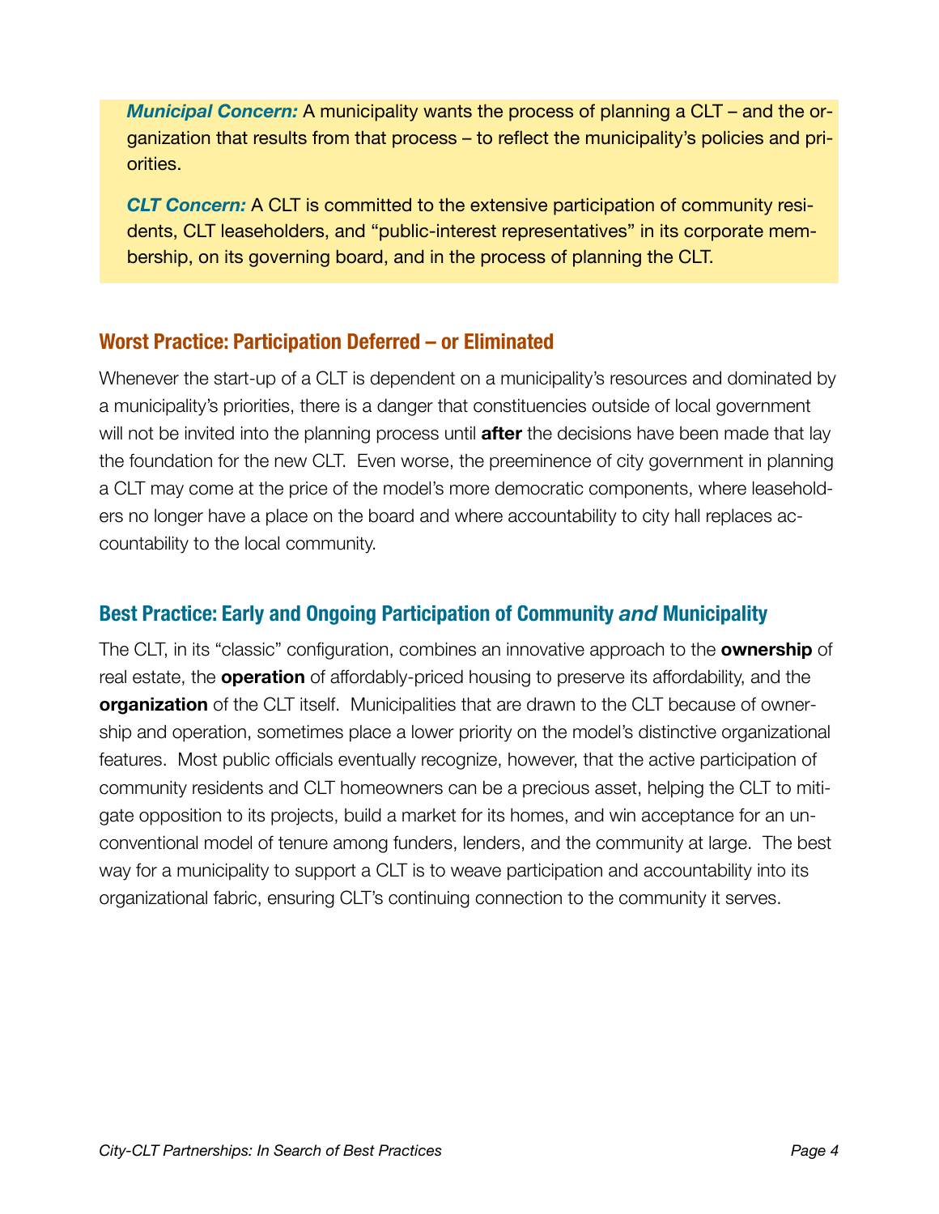***Municipal Concern:*** A municipality wants the process of planning a CLT – and the organization that results from that process – to reflect the municipality's policies and priorities.

***CLT Concern:*** A CLT is committed to the extensive participation of community residents, CLT leaseholders, and "public-interest representatives" in its corporate membership, on its governing board, and in the process of planning the CLT.

## Worst Practice: Participation Deferred – or Eliminated

Whenever the start-up of a CLT is dependent on a municipality's resources and dominated by a municipality's priorities, there is a danger that constituencies outside of local government will not be invited into the planning process until **after** the decisions have been made that lay the foundation for the new CLT. Even worse, the preeminence of city government in planning a CLT may come at the price of the model's more democratic components, where leaseholders no longer have a place on the board and where accountability to city hall replaces accountability to the local community.

## Best Practice: Early and Ongoing Participation of Community *and* Municipality

The CLT, in its "classic" configuration, combines an innovative approach to the **ownership** of real estate, the **operation** of affordably-priced housing to preserve its affordability, and the **organization** of the CLT itself. Municipalities that are drawn to the CLT because of ownership and operation, sometimes place a lower priority on the model's distinctive organizational features. Most public officials eventually recognize, however, that the active participation of community residents and CLT homeowners can be a precious asset, helping the CLT to mitigate opposition to its projects, build a market for its homes, and win acceptance for an unconventional model of tenure among funders, lenders, and the community at large. The best way for a municipality to support a CLT is to weave participation and accountability into its organizational fabric, ensuring CLT's continuing connection to the community it serves.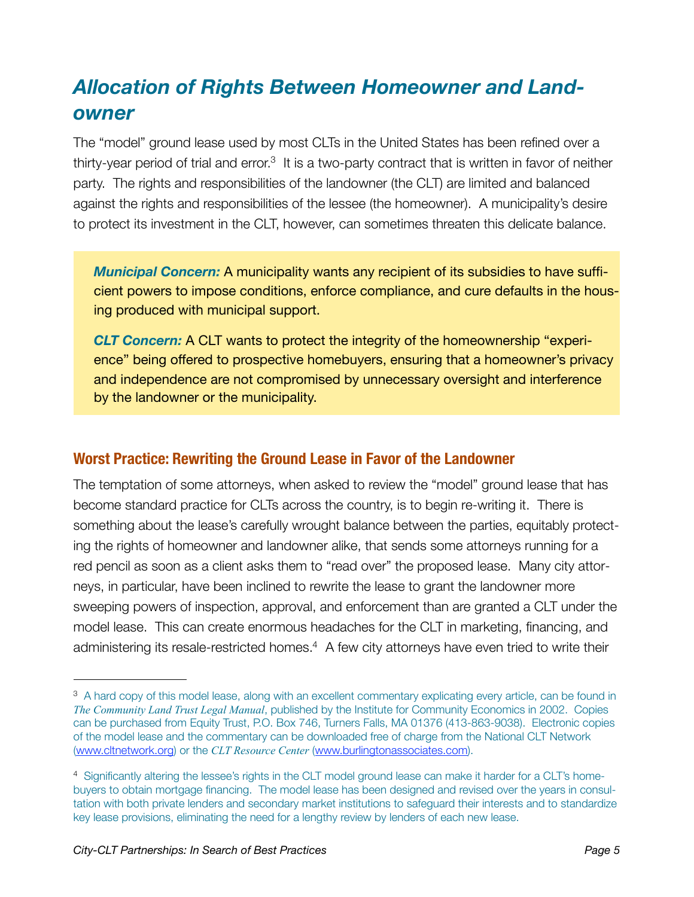## *Allocation of Rights Between Homeowner and Landowner*

The "model" ground lease used by most CLTs in the United States has been refined over a thirty-year period of trial and error.[3] It is a two-party contract that is written in favor of neither party. The rights and responsibilities of the landowner (the CLT) are limited and balanced against the rights and responsibilities of the lessee (the homeowner). A municipality's desire to protect its investment in the CLT, however, can sometimes threaten this delicate balance.

> ***Municipal Concern:*** A municipality wants any recipient of its subsidies to have sufficient powers to impose conditions, enforce compliance, and cure defaults in the housing produced with municipal support.
>
> ***CLT Concern:*** A CLT wants to protect the integrity of the homeownership "experience" being offered to prospective homebuyers, ensuring that a homeowner's privacy and independence are not compromised by unnecessary oversight and interference by the landowner or the municipality.

### Worst Practice: Rewriting the Ground Lease in Favor of the Landowner

The temptation of some attorneys, when asked to review the "model" ground lease that has become standard practice for CLTs across the country, is to begin re-writing it. There is something about the lease's carefully wrought balance between the parties, equitably protecting the rights of homeowner and landowner alike, that sends some attorneys running for a red pencil as soon as a client asks them to "read over" the proposed lease. Many city attorneys, in particular, have been inclined to rewrite the lease to grant the landowner more sweeping powers of inspection, approval, and enforcement than are granted a CLT under the model lease. This can create enormous headaches for the CLT in marketing, financing, and administering its resale-restricted homes.[4] A few city attorneys have even tried to write their

---

[3] A hard copy of this model lease, along with an excellent commentary explicating every article, can be found in *The Community Land Trust Legal Manual*, published by the Institute for Community Economics in 2002. Copies can be purchased from Equity Trust, P.O. Box 746, Turners Falls, MA 01376 (413-863-9038). Electronic copies of the model lease and the commentary can be downloaded free of charge from the National CLT Network (www.cltnetwork.org) or the *CLT Resource Center* (www.burlingtonassociates.com).

[4] Significantly altering the lessee's rights in the CLT model ground lease can make it harder for a CLT's homebuyers to obtain mortgage financing. The model lease has been designed and revised over the years in consultation with both private lenders and secondary market institutions to safeguard their interests and to standardize key lease provisions, eliminating the need for a lengthy review by lenders of each new lease.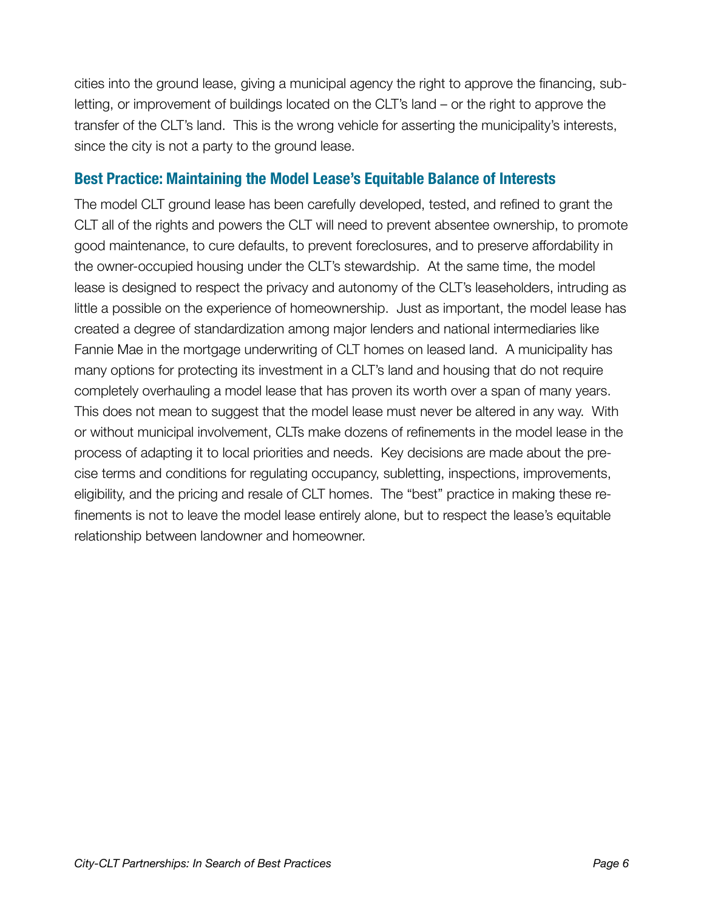cities into the ground lease, giving a municipal agency the right to approve the financing, subletting, or improvement of buildings located on the CLT's land – or the right to approve the transfer of the CLT's land. This is the wrong vehicle for asserting the municipality's interests, since the city is not a party to the ground lease.

## Best Practice: Maintaining the Model Lease's Equitable Balance of Interests

The model CLT ground lease has been carefully developed, tested, and refined to grant the CLT all of the rights and powers the CLT will need to prevent absentee ownership, to promote good maintenance, to cure defaults, to prevent foreclosures, and to preserve affordability in the owner-occupied housing under the CLT's stewardship. At the same time, the model lease is designed to respect the privacy and autonomy of the CLT's leaseholders, intruding as little a possible on the experience of homeownership. Just as important, the model lease has created a degree of standardization among major lenders and national intermediaries like Fannie Mae in the mortgage underwriting of CLT homes on leased land. A municipality has many options for protecting its investment in a CLT's land and housing that do not require completely overhauling a model lease that has proven its worth over a span of many years. This does not mean to suggest that the model lease must never be altered in any way. With or without municipal involvement, CLTs make dozens of refinements in the model lease in the process of adapting it to local priorities and needs. Key decisions are made about the precise terms and conditions for regulating occupancy, subletting, inspections, improvements, eligibility, and the pricing and resale of CLT homes. The "best" practice in making these refinements is not to leave the model lease entirely alone, but to respect the lease's equitable relationship between landowner and homeowner.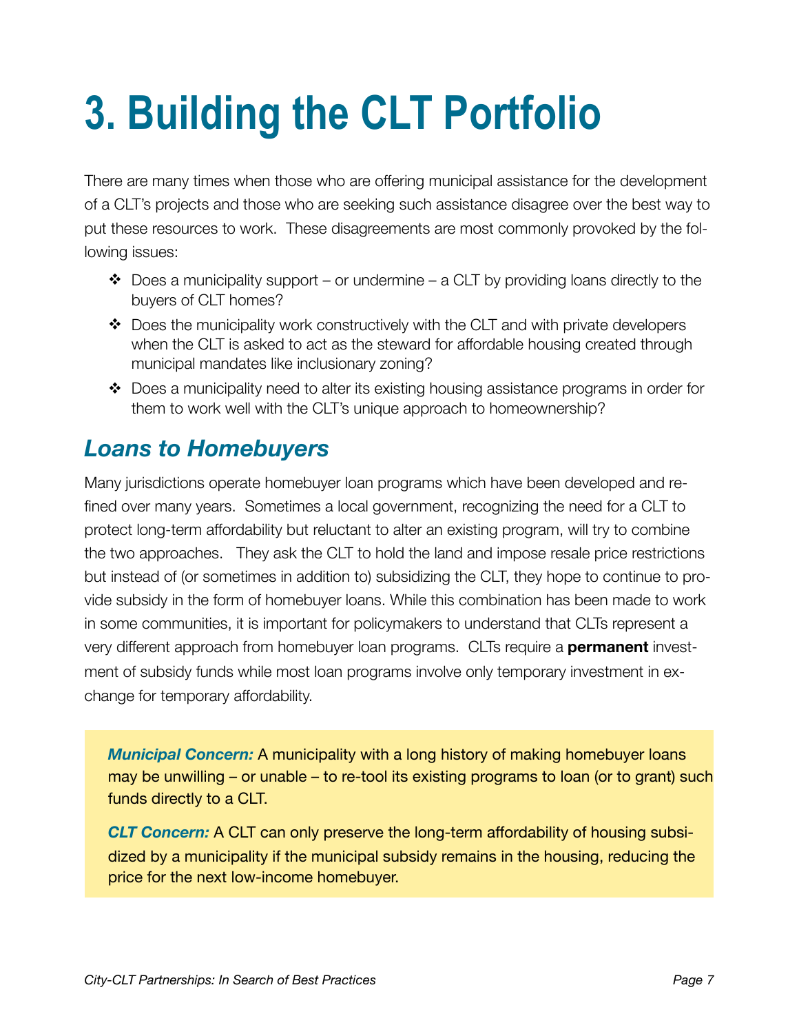# 3. Building the CLT Portfolio

There are many times when those who are offering municipal assistance for the development of a CLT's projects and those who are seeking such assistance disagree over the best way to put these resources to work. These disagreements are most commonly provoked by the following issues:

- Does a municipality support – or undermine – a CLT by providing loans directly to the buyers of CLT homes?
- Does the municipality work constructively with the CLT and with private developers when the CLT is asked to act as the steward for affordable housing created through municipal mandates like inclusionary zoning?
- Does a municipality need to alter its existing housing assistance programs in order for them to work well with the CLT's unique approach to homeownership?

## *Loans to Homebuyers*

Many jurisdictions operate homebuyer loan programs which have been developed and refined over many years. Sometimes a local government, recognizing the need for a CLT to protect long-term affordability but reluctant to alter an existing program, will try to combine the two approaches. They ask the CLT to hold the land and impose resale price restrictions but instead of (or sometimes in addition to) subsidizing the CLT, they hope to continue to provide subsidy in the form of homebuyer loans. While this combination has been made to work in some communities, it is important for policymakers to understand that CLTs represent a very different approach from homebuyer loan programs. CLTs require a **permanent** investment of subsidy funds while most loan programs involve only temporary investment in exchange for temporary affordability.

> ***Municipal Concern:*** A municipality with a long history of making homebuyer loans may be unwilling – or unable – to re-tool its existing programs to loan (or to grant) such funds directly to a CLT.
>
> ***CLT Concern:*** A CLT can only preserve the long-term affordability of housing subsidized by a municipality if the municipal subsidy remains in the housing, reducing the price for the next low-income homebuyer.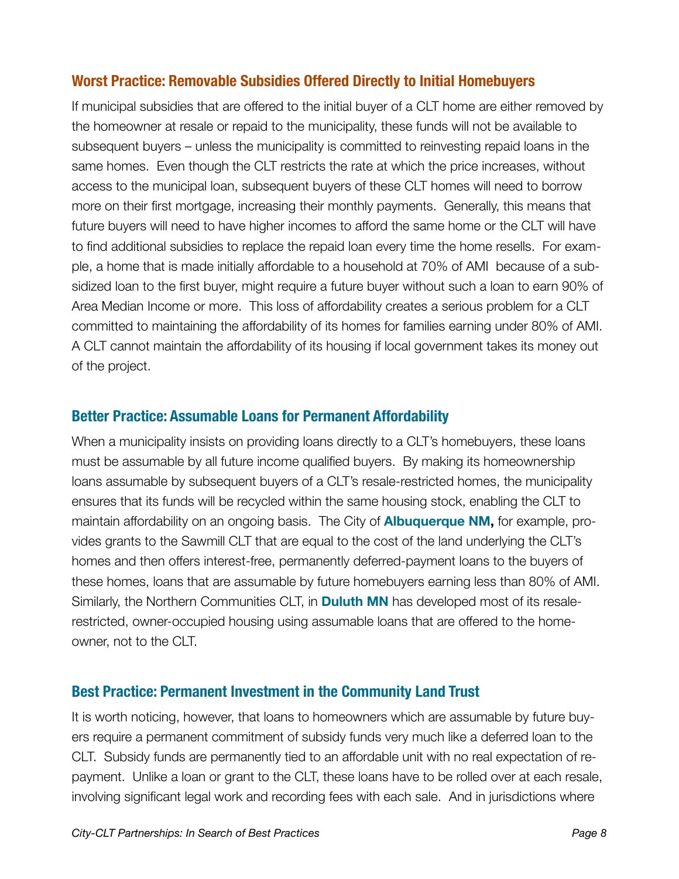### Worst Practice: Removable Subsidies Offered Directly to Initial Homebuyers

If municipal subsidies that are offered to the initial buyer of a CLT home are either removed by the homeowner at resale or repaid to the municipality, these funds will not be available to subsequent buyers – unless the municipality is committed to reinvesting repaid loans in the same homes. Even though the CLT restricts the rate at which the price increases, without access to the municipal loan, subsequent buyers of these CLT homes will need to borrow more on their first mortgage, increasing their monthly payments. Generally, this means that future buyers will need to have higher incomes to afford the same home or the CLT will have to find additional subsidies to replace the repaid loan every time the home resells. For example, a home that is made initially affordable to a household at 70% of AMI because of a subsidized loan to the first buyer, might require a future buyer without such a loan to earn 90% of Area Median Income or more. This loss of affordability creates a serious problem for a CLT committed to maintaining the affordability of its homes for families earning under 80% of AMI. A CLT cannot maintain the affordability of its housing if local government takes its money out of the project.

### Better Practice: Assumable Loans for Permanent Affordability

When a municipality insists on providing loans directly to a CLT's homebuyers, these loans must be assumable by all future income qualified buyers. By making its homeownership loans assumable by subsequent buyers of a CLT's resale-restricted homes, the municipality ensures that its funds will be recycled within the same housing stock, enabling the CLT to maintain affordability on an ongoing basis. The City of **Albuquerque NM,** for example, provides grants to the Sawmill CLT that are equal to the cost of the land underlying the CLT's homes and then offers interest-free, permanently deferred-payment loans to the buyers of these homes, loans that are assumable by future homebuyers earning less than 80% of AMI. Similarly, the Northern Communities CLT, in **Duluth MN** has developed most of its resale-restricted, owner-occupied housing using assumable loans that are offered to the homeowner, not to the CLT.

### Best Practice: Permanent Investment in the Community Land Trust

It is worth noticing, however, that loans to homeowners which are assumable by future buyers require a permanent commitment of subsidy funds very much like a deferred loan to the CLT. Subsidy funds are permanently tied to an affordable unit with no real expectation of repayment. Unlike a loan or grant to the CLT, these loans have to be rolled over at each resale, involving significant legal work and recording fees with each sale. And in jurisdictions where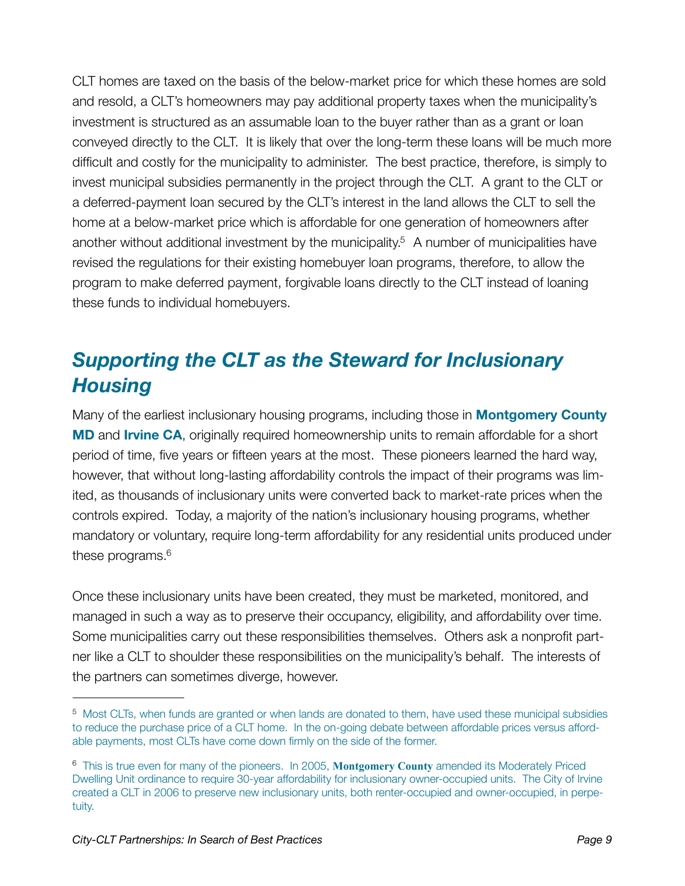CLT homes are taxed on the basis of the below-market price for which these homes are sold and resold, a CLT's homeowners may pay additional property taxes when the municipality's investment is structured as an assumable loan to the buyer rather than as a grant or loan conveyed directly to the CLT. It is likely that over the long-term these loans will be much more difficult and costly for the municipality to administer. The best practice, therefore, is simply to invest municipal subsidies permanently in the project through the CLT. A grant to the CLT or a deferred-payment loan secured by the CLT's interest in the land allows the CLT to sell the home at a below-market price which is affordable for one generation of homeowners after another without additional investment by the municipality.[5] A number of municipalities have revised the regulations for their existing homebuyer loan programs, therefore, to allow the program to make deferred payment, forgivable loans directly to the CLT instead of loaning these funds to individual homebuyers.

## *Supporting the CLT as the Steward for Inclusionary Housing*

Many of the earliest inclusionary housing programs, including those in **Montgomery County MD** and **Irvine CA**, originally required homeownership units to remain affordable for a short period of time, five years or fifteen years at the most. These pioneers learned the hard way, however, that without long-lasting affordability controls the impact of their programs was limited, as thousands of inclusionary units were converted back to market-rate prices when the controls expired. Today, a majority of the nation's inclusionary housing programs, whether mandatory or voluntary, require long-term affordability for any residential units produced under these programs.[6]

Once these inclusionary units have been created, they must be marketed, monitored, and managed in such a way as to preserve their occupancy, eligibility, and affordability over time. Some municipalities carry out these responsibilities themselves. Others ask a nonprofit partner like a CLT to shoulder these responsibilities on the municipality's behalf. The interests of the partners can sometimes diverge, however.

---

[5] Most CLTs, when funds are granted or when lands are donated to them, have used these municipal subsidies to reduce the purchase price of a CLT home. In the on-going debate between affordable prices versus affordable payments, most CLTs have come down firmly on the side of the former.

[6] This is true even for many of the pioneers. In 2005, **Montgomery County** amended its Moderately Priced Dwelling Unit ordinance to require 30-year affordability for inclusionary owner-occupied units. The City of Irvine created a CLT in 2006 to preserve new inclusionary units, both renter-occupied and owner-occupied, in perpetuity.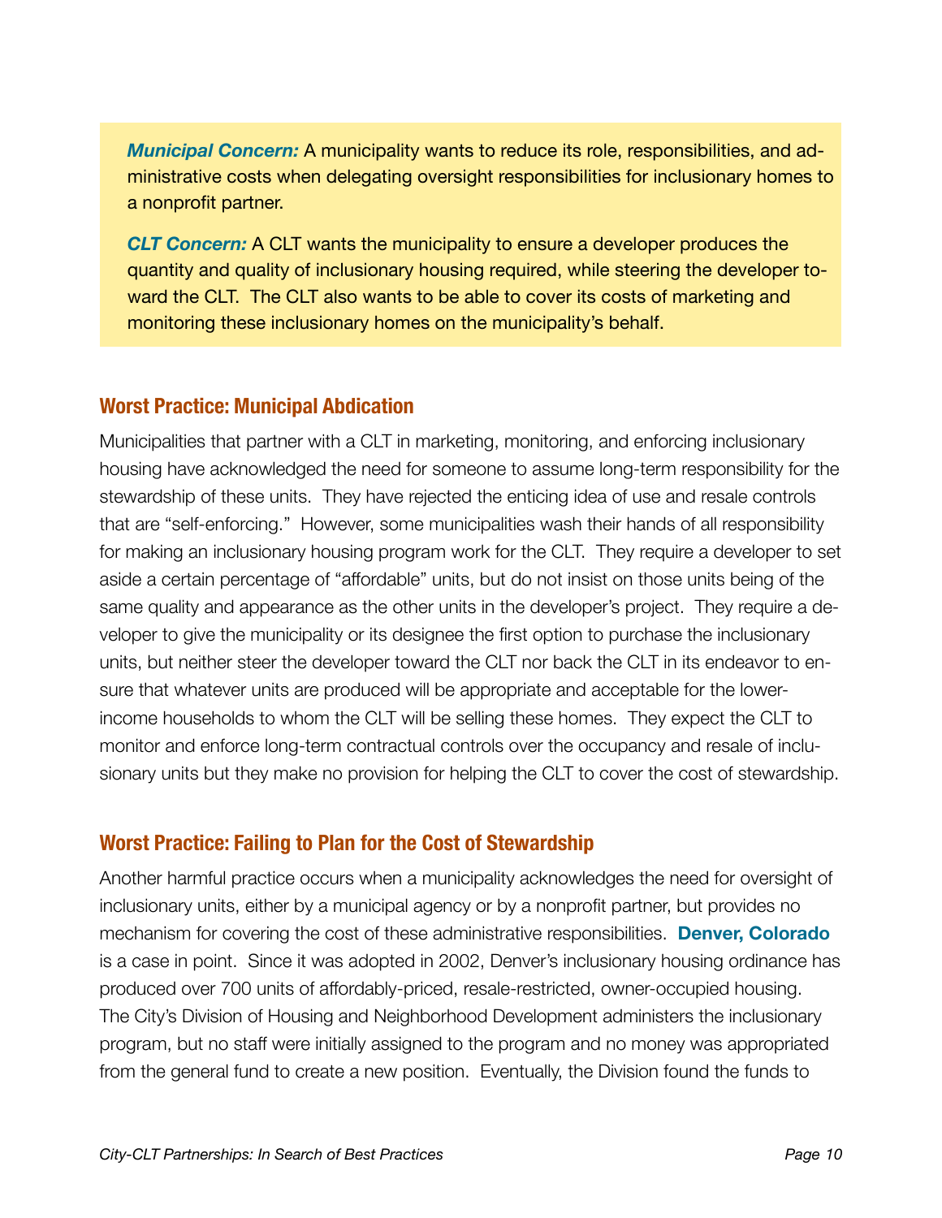***Municipal Concern:*** A municipality wants to reduce its role, responsibilities, and administrative costs when delegating oversight responsibilities for inclusionary homes to a nonprofit partner.

***CLT Concern:*** A CLT wants the municipality to ensure a developer produces the quantity and quality of inclusionary housing required, while steering the developer toward the CLT. The CLT also wants to be able to cover its costs of marketing and monitoring these inclusionary homes on the municipality's behalf.

## Worst Practice: Municipal Abdication

Municipalities that partner with a CLT in marketing, monitoring, and enforcing inclusionary housing have acknowledged the need for someone to assume long-term responsibility for the stewardship of these units. They have rejected the enticing idea of use and resale controls that are "self-enforcing." However, some municipalities wash their hands of all responsibility for making an inclusionary housing program work for the CLT. They require a developer to set aside a certain percentage of "affordable" units, but do not insist on those units being of the same quality and appearance as the other units in the developer's project. They require a developer to give the municipality or its designee the first option to purchase the inclusionary units, but neither steer the developer toward the CLT nor back the CLT in its endeavor to ensure that whatever units are produced will be appropriate and acceptable for the lower-income households to whom the CLT will be selling these homes. They expect the CLT to monitor and enforce long-term contractual controls over the occupancy and resale of inclusionary units but they make no provision for helping the CLT to cover the cost of stewardship.

## Worst Practice: Failing to Plan for the Cost of Stewardship

Another harmful practice occurs when a municipality acknowledges the need for oversight of inclusionary units, either by a municipal agency or by a nonprofit partner, but provides no mechanism for covering the cost of these administrative responsibilities. **Denver, Colorado** is a case in point. Since it was adopted in 2002, Denver's inclusionary housing ordinance has produced over 700 units of affordably-priced, resale-restricted, owner-occupied housing. The City's Division of Housing and Neighborhood Development administers the inclusionary program, but no staff were initially assigned to the program and no money was appropriated from the general fund to create a new position. Eventually, the Division found the funds to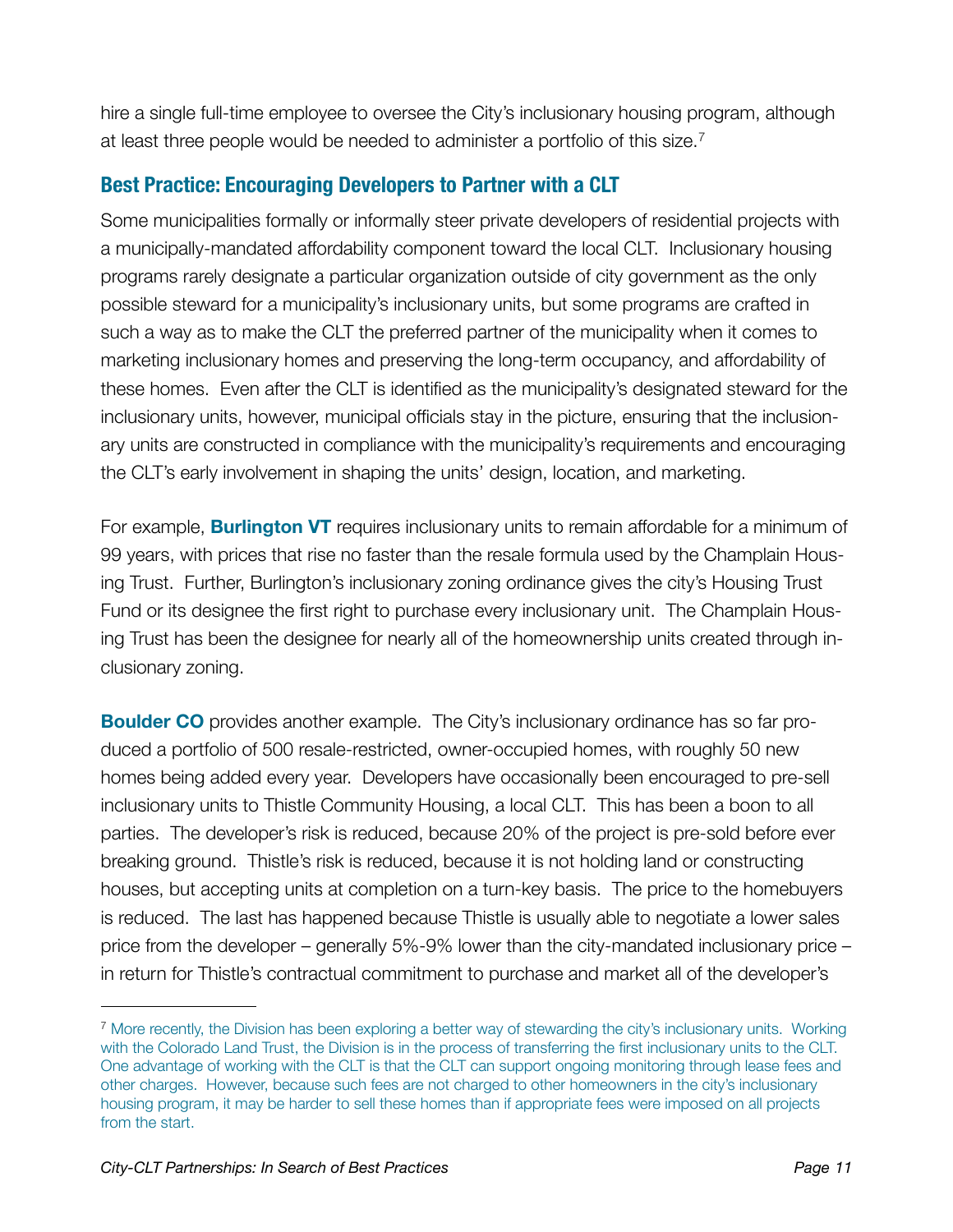hire a single full-time employee to oversee the City's inclusionary housing program, although at least three people would be needed to administer a portfolio of this size.[7]

## Best Practice: Encouraging Developers to Partner with a CLT

Some municipalities formally or informally steer private developers of residential projects with a municipally-mandated affordability component toward the local CLT. Inclusionary housing programs rarely designate a particular organization outside of city government as the only possible steward for a municipality's inclusionary units, but some programs are crafted in such a way as to make the CLT the preferred partner of the municipality when it comes to marketing inclusionary homes and preserving the long-term occupancy, and affordability of these homes. Even after the CLT is identified as the municipality's designated steward for the inclusionary units, however, municipal officials stay in the picture, ensuring that the inclusionary units are constructed in compliance with the municipality's requirements and encouraging the CLT's early involvement in shaping the units' design, location, and marketing.

For example, **Burlington VT** requires inclusionary units to remain affordable for a minimum of 99 years, with prices that rise no faster than the resale formula used by the Champlain Housing Trust. Further, Burlington's inclusionary zoning ordinance gives the city's Housing Trust Fund or its designee the first right to purchase every inclusionary unit. The Champlain Housing Trust has been the designee for nearly all of the homeownership units created through inclusionary zoning.

**Boulder CO** provides another example. The City's inclusionary ordinance has so far produced a portfolio of 500 resale-restricted, owner-occupied homes, with roughly 50 new homes being added every year. Developers have occasionally been encouraged to pre-sell inclusionary units to Thistle Community Housing, a local CLT. This has been a boon to all parties. The developer's risk is reduced, because 20% of the project is pre-sold before ever breaking ground. Thistle's risk is reduced, because it is not holding land or constructing houses, but accepting units at completion on a turn-key basis. The price to the homebuyers is reduced. The last has happened because Thistle is usually able to negotiate a lower sales price from the developer – generally 5%-9% lower than the city-mandated inclusionary price – in return for Thistle's contractual commitment to purchase and market all of the developer's

---

[7] More recently, the Division has been exploring a better way of stewarding the city's inclusionary units. Working with the Colorado Land Trust, the Division is in the process of transferring the first inclusionary units to the CLT. One advantage of working with the CLT is that the CLT can support ongoing monitoring through lease fees and other charges. However, because such fees are not charged to other homeowners in the city's inclusionary housing program, it may be harder to sell these homes than if appropriate fees were imposed on all projects from the start.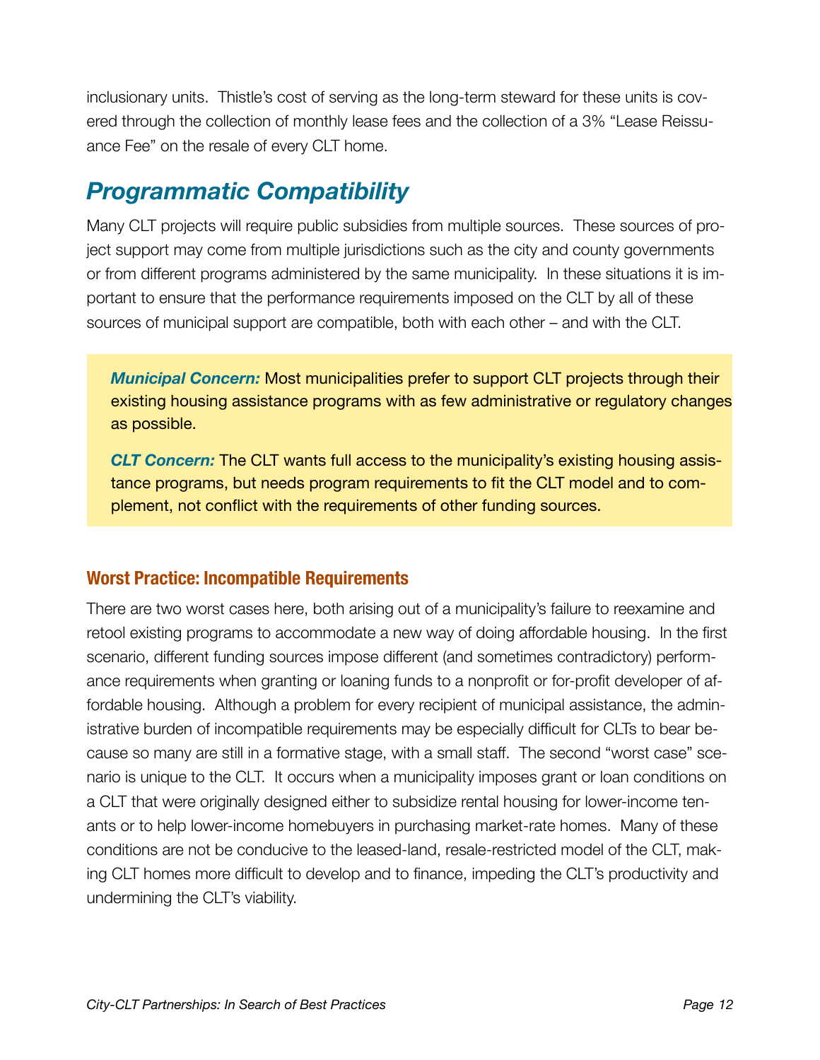inclusionary units. Thistle's cost of serving as the long-term steward for these units is covered through the collection of monthly lease fees and the collection of a 3% "Lease Reissuance Fee" on the resale of every CLT home.

## *Programmatic Compatibility*

Many CLT projects will require public subsidies from multiple sources. These sources of project support may come from multiple jurisdictions such as the city and county governments or from different programs administered by the same municipality. In these situations it is important to ensure that the performance requirements imposed on the CLT by all of these sources of municipal support are compatible, both with each other – and with the CLT.

> ***Municipal Concern:*** Most municipalities prefer to support CLT projects through their existing housing assistance programs with as few administrative or regulatory changes as possible.
>
> ***CLT Concern:*** The CLT wants full access to the municipality's existing housing assistance programs, but needs program requirements to fit the CLT model and to complement, not conflict with the requirements of other funding sources.

### Worst Practice: Incompatible Requirements

There are two worst cases here, both arising out of a municipality's failure to reexamine and retool existing programs to accommodate a new way of doing affordable housing. In the first scenario, different funding sources impose different (and sometimes contradictory) performance requirements when granting or loaning funds to a nonprofit or for-profit developer of affordable housing. Although a problem for every recipient of municipal assistance, the administrative burden of incompatible requirements may be especially difficult for CLTs to bear because so many are still in a formative stage, with a small staff. The second "worst case" scenario is unique to the CLT. It occurs when a municipality imposes grant or loan conditions on a CLT that were originally designed either to subsidize rental housing for lower-income tenants or to help lower-income homebuyers in purchasing market-rate homes. Many of these conditions are not be conducive to the leased-land, resale-restricted model of the CLT, making CLT homes more difficult to develop and to finance, impeding the CLT's productivity and undermining the CLT's viability.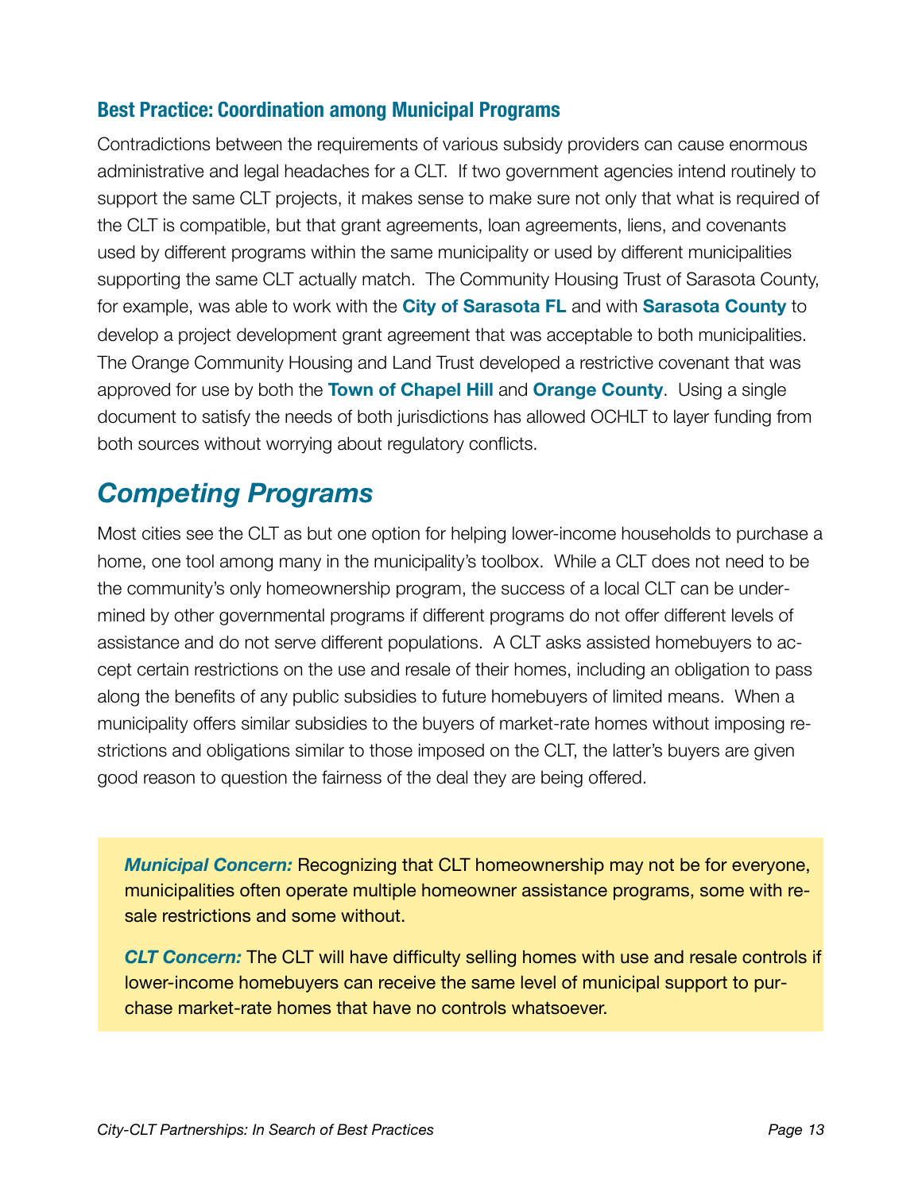### Best Practice: Coordination among Municipal Programs

Contradictions between the requirements of various subsidy providers can cause enormous administrative and legal headaches for a CLT. If two government agencies intend routinely to support the same CLT projects, it makes sense to make sure not only that what is required of the CLT is compatible, but that grant agreements, loan agreements, liens, and covenants used by different programs within the same municipality or used by different municipalities supporting the same CLT actually match. The Community Housing Trust of Sarasota County, for example, was able to work with the **City of Sarasota FL** and with **Sarasota County** to develop a project development grant agreement that was acceptable to both municipalities. The Orange Community Housing and Land Trust developed a restrictive covenant that was approved for use by both the **Town of Chapel Hill** and **Orange County**. Using a single document to satisfy the needs of both jurisdictions has allowed OCHLT to layer funding from both sources without worrying about regulatory conflicts.

## *Competing Programs*

Most cities see the CLT as but one option for helping lower-income households to purchase a home, one tool among many in the municipality's toolbox. While a CLT does not need to be the community's only homeownership program, the success of a local CLT can be undermined by other governmental programs if different programs do not offer different levels of assistance and do not serve different populations. A CLT asks assisted homebuyers to accept certain restrictions on the use and resale of their homes, including an obligation to pass along the benefits of any public subsidies to future homebuyers of limited means. When a municipality offers similar subsidies to the buyers of market-rate homes without imposing restrictions and obligations similar to those imposed on the CLT, the latter's buyers are given good reason to question the fairness of the deal they are being offered.

***Municipal Concern:*** Recognizing that CLT homeownership may not be for everyone, municipalities often operate multiple homeowner assistance programs, some with resale restrictions and some without.

***CLT Concern:*** The CLT will have difficulty selling homes with use and resale controls if lower-income homebuyers can receive the same level of municipal support to purchase market-rate homes that have no controls whatsoever.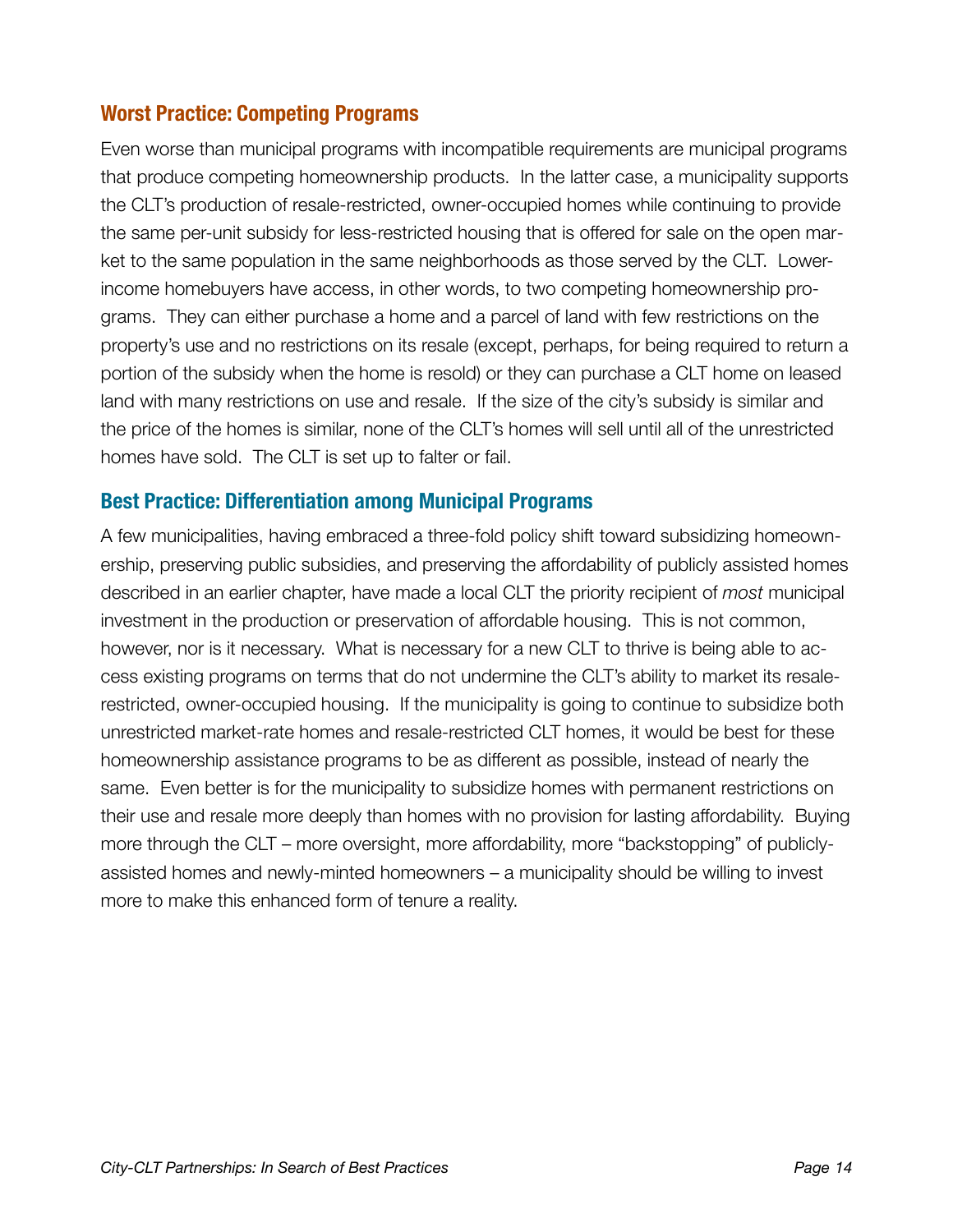## Worst Practice: Competing Programs

Even worse than municipal programs with incompatible requirements are municipal programs that produce competing homeownership products. In the latter case, a municipality supports the CLT's production of resale-restricted, owner-occupied homes while continuing to provide the same per-unit subsidy for less-restricted housing that is offered for sale on the open market to the same population in the same neighborhoods as those served by the CLT. Lower-income homebuyers have access, in other words, to two competing homeownership programs. They can either purchase a home and a parcel of land with few restrictions on the property's use and no restrictions on its resale (except, perhaps, for being required to return a portion of the subsidy when the home is resold) or they can purchase a CLT home on leased land with many restrictions on use and resale. If the size of the city's subsidy is similar and the price of the homes is similar, none of the CLT's homes will sell until all of the unrestricted homes have sold. The CLT is set up to falter or fail.

## Best Practice: Differentiation among Municipal Programs

A few municipalities, having embraced a three-fold policy shift toward subsidizing homeownership, preserving public subsidies, and preserving the affordability of publicly assisted homes described in an earlier chapter, have made a local CLT the priority recipient of *most* municipal investment in the production or preservation of affordable housing. This is not common, however, nor is it necessary. What is necessary for a new CLT to thrive is being able to access existing programs on terms that do not undermine the CLT's ability to market its resale-restricted, owner-occupied housing. If the municipality is going to continue to subsidize both unrestricted market-rate homes and resale-restricted CLT homes, it would be best for these homeownership assistance programs to be as different as possible, instead of nearly the same. Even better is for the municipality to subsidize homes with permanent restrictions on their use and resale more deeply than homes with no provision for lasting affordability. Buying more through the CLT – more oversight, more affordability, more "backstopping" of publicly-assisted homes and newly-minted homeowners – a municipality should be willing to invest more to make this enhanced form of tenure a reality.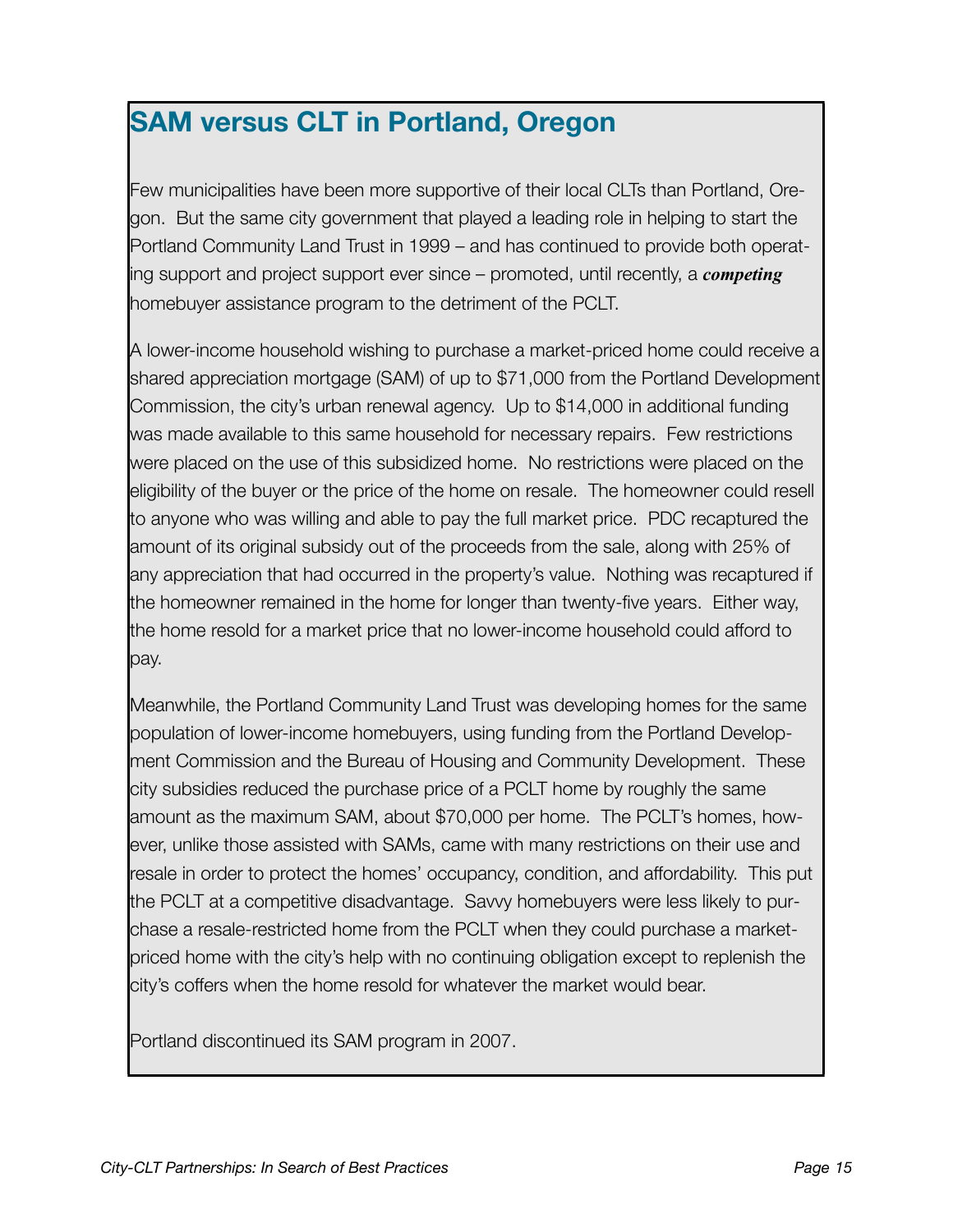## SAM versus CLT in Portland, Oregon

Few municipalities have been more supportive of their local CLTs than Portland, Oregon. But the same city government that played a leading role in helping to start the Portland Community Land Trust in 1999 – and has continued to provide both operating support and project support ever since – promoted, until recently, a ***competing*** homebuyer assistance program to the detriment of the PCLT.

A lower-income household wishing to purchase a market-priced home could receive a shared appreciation mortgage (SAM) of up to $71,000 from the Portland Development Commission, the city's urban renewal agency. Up to $14,000 in additional funding was made available to this same household for necessary repairs. Few restrictions were placed on the use of this subsidized home. No restrictions were placed on the eligibility of the buyer or the price of the home on resale. The homeowner could resell to anyone who was willing and able to pay the full market price. PDC recaptured the amount of its original subsidy out of the proceeds from the sale, along with 25% of any appreciation that had occurred in the property's value. Nothing was recaptured if the homeowner remained in the home for longer than twenty-five years. Either way, the home resold for a market price that no lower-income household could afford to pay.

Meanwhile, the Portland Community Land Trust was developing homes for the same population of lower-income homebuyers, using funding from the Portland Development Commission and the Bureau of Housing and Community Development. These city subsidies reduced the purchase price of a PCLT home by roughly the same amount as the maximum SAM, about $70,000 per home. The PCLT's homes, however, unlike those assisted with SAMs, came with many restrictions on their use and resale in order to protect the homes' occupancy, condition, and affordability. This put the PCLT at a competitive disadvantage. Savvy homebuyers were less likely to purchase a resale-restricted home from the PCLT when they could purchase a market-priced home with the city's help with no continuing obligation except to replenish the city's coffers when the home resold for whatever the market would bear.

Portland discontinued its SAM program in 2007.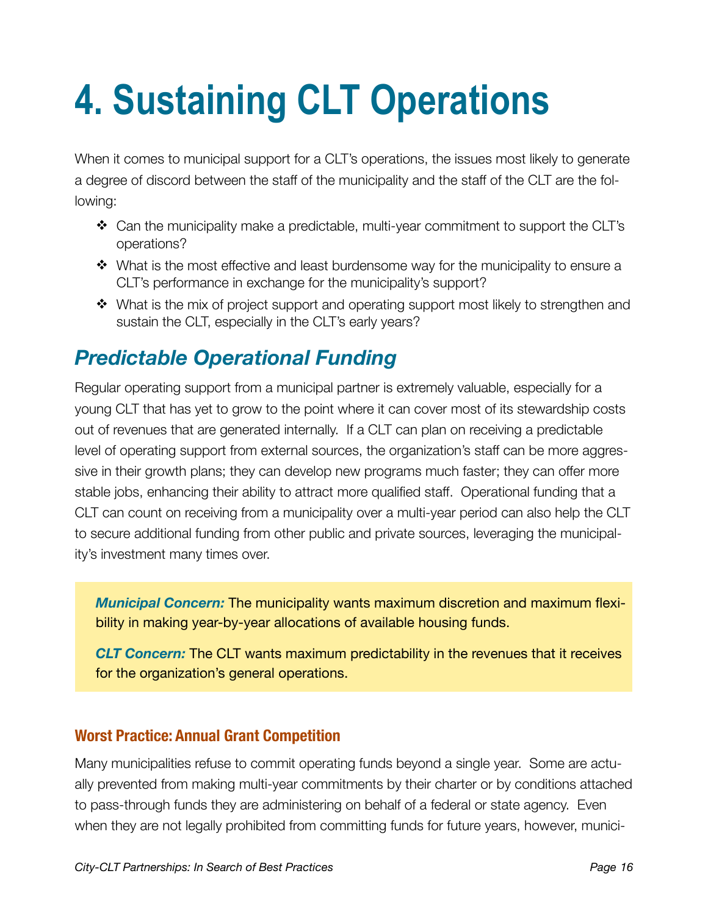# 4. Sustaining CLT Operations

When it comes to municipal support for a CLT's operations, the issues most likely to generate a degree of discord between the staff of the municipality and the staff of the CLT are the following:

- Can the municipality make a predictable, multi-year commitment to support the CLT's operations?
- What is the most effective and least burdensome way for the municipality to ensure a CLT's performance in exchange for the municipality's support?
- What is the mix of project support and operating support most likely to strengthen and sustain the CLT, especially in the CLT's early years?

## *Predictable Operational Funding*

Regular operating support from a municipal partner is extremely valuable, especially for a young CLT that has yet to grow to the point where it can cover most of its stewardship costs out of revenues that are generated internally. If a CLT can plan on receiving a predictable level of operating support from external sources, the organization's staff can be more aggressive in their growth plans; they can develop new programs much faster; they can offer more stable jobs, enhancing their ability to attract more qualified staff. Operational funding that a CLT can count on receiving from a municipality over a multi-year period can also help the CLT to secure additional funding from other public and private sources, leveraging the municipality's investment many times over.

> ***Municipal Concern:*** The municipality wants maximum discretion and maximum flexibility in making year-by-year allocations of available housing funds.
>
> ***CLT Concern:*** The CLT wants maximum predictability in the revenues that it receives for the organization's general operations.

### Worst Practice: Annual Grant Competition

Many municipalities refuse to commit operating funds beyond a single year. Some are actually prevented from making multi-year commitments by their charter or by conditions attached to pass-through funds they are administering on behalf of a federal or state agency. Even when they are not legally prohibited from committing funds for future years, however, munici-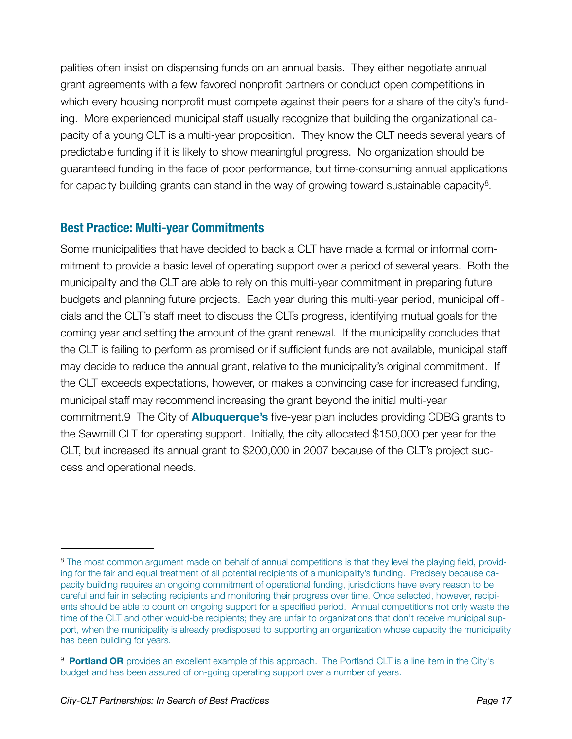palities often insist on dispensing funds on an annual basis. They either negotiate annual grant agreements with a few favored nonprofit partners or conduct open competitions in which every housing nonprofit must compete against their peers for a share of the city's funding. More experienced municipal staff usually recognize that building the organizational capacity of a young CLT is a multi-year proposition. They know the CLT needs several years of predictable funding if it is likely to show meaningful progress. No organization should be guaranteed funding in the face of poor performance, but time-consuming annual applications for capacity building grants can stand in the way of growing toward sustainable capacity[8].

## Best Practice: Multi-year Commitments

Some municipalities that have decided to back a CLT have made a formal or informal commitment to provide a basic level of operating support over a period of several years. Both the municipality and the CLT are able to rely on this multi-year commitment in preparing future budgets and planning future projects. Each year during this multi-year period, municipal officials and the CLT's staff meet to discuss the CLTs progress, identifying mutual goals for the coming year and setting the amount of the grant renewal. If the municipality concludes that the CLT is failing to perform as promised or if sufficient funds are not available, municipal staff may decide to reduce the annual grant, relative to the municipality's original commitment. If the CLT exceeds expectations, however, or makes a convincing case for increased funding, municipal staff may recommend increasing the grant beyond the initial multi-year commitment.9 The City of **Albuquerque's** five-year plan includes providing CDBG grants to the Sawmill CLT for operating support. Initially, the city allocated $150,000 per year for the CLT, but increased its annual grant to $200,000 in 2007 because of the CLT's project success and operational needs.

---

[8] The most common argument made on behalf of annual competitions is that they level the playing field, providing for the fair and equal treatment of all potential recipients of a municipality's funding. Precisely because capacity building requires an ongoing commitment of operational funding, jurisdictions have every reason to be careful and fair in selecting recipients and monitoring their progress over time. Once selected, however, recipients should be able to count on ongoing support for a specified period. Annual competitions not only waste the time of the CLT and other would-be recipients; they are unfair to organizations that don't receive municipal support, when the municipality is already predisposed to supporting an organization whose capacity the municipality has been building for years.

[9] **Portland OR** provides an excellent example of this approach. The Portland CLT is a line item in the City's budget and has been assured of on-going operating support over a number of years.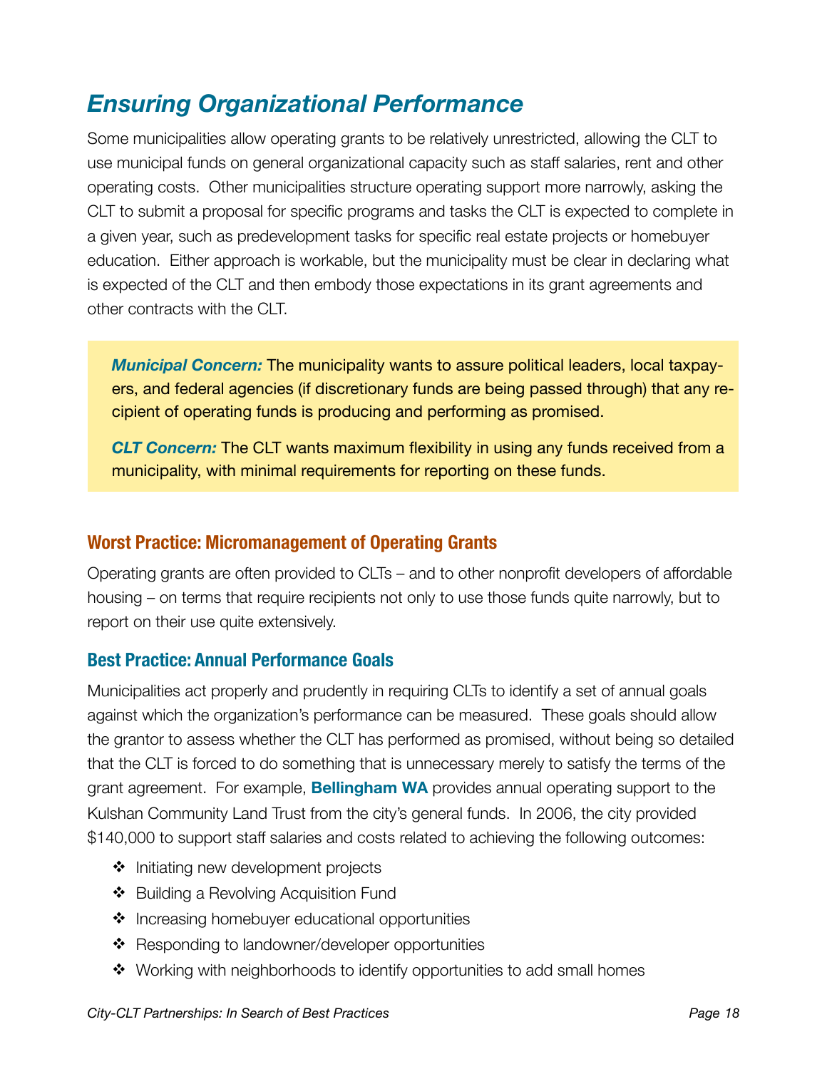# *Ensuring Organizational Performance*

Some municipalities allow operating grants to be relatively unrestricted, allowing the CLT to use municipal funds on general organizational capacity such as staff salaries, rent and other operating costs. Other municipalities structure operating support more narrowly, asking the CLT to submit a proposal for specific programs and tasks the CLT is expected to complete in a given year, such as predevelopment tasks for specific real estate projects or homebuyer education. Either approach is workable, but the municipality must be clear in declaring what is expected of the CLT and then embody those expectations in its grant agreements and other contracts with the CLT.

> ***Municipal Concern:*** The municipality wants to assure political leaders, local taxpayers, and federal agencies (if discretionary funds are being passed through) that any recipient of operating funds is producing and performing as promised.
>
> ***CLT Concern:*** The CLT wants maximum flexibility in using any funds received from a municipality, with minimal requirements for reporting on these funds.

### Worst Practice: Micromanagement of Operating Grants

Operating grants are often provided to CLTs – and to other nonprofit developers of affordable housing – on terms that require recipients not only to use those funds quite narrowly, but to report on their use quite extensively.

### Best Practice: Annual Performance Goals

Municipalities act properly and prudently in requiring CLTs to identify a set of annual goals against which the organization's performance can be measured. These goals should allow the grantor to assess whether the CLT has performed as promised, without being so detailed that the CLT is forced to do something that is unnecessary merely to satisfy the terms of the grant agreement. For example, **Bellingham WA** provides annual operating support to the Kulshan Community Land Trust from the city's general funds. In 2006, the city provided $140,000 to support staff salaries and costs related to achieving the following outcomes:

- Initiating new development projects
- Building a Revolving Acquisition Fund
- Increasing homebuyer educational opportunities
- Responding to landowner/developer opportunities
- Working with neighborhoods to identify opportunities to add small homes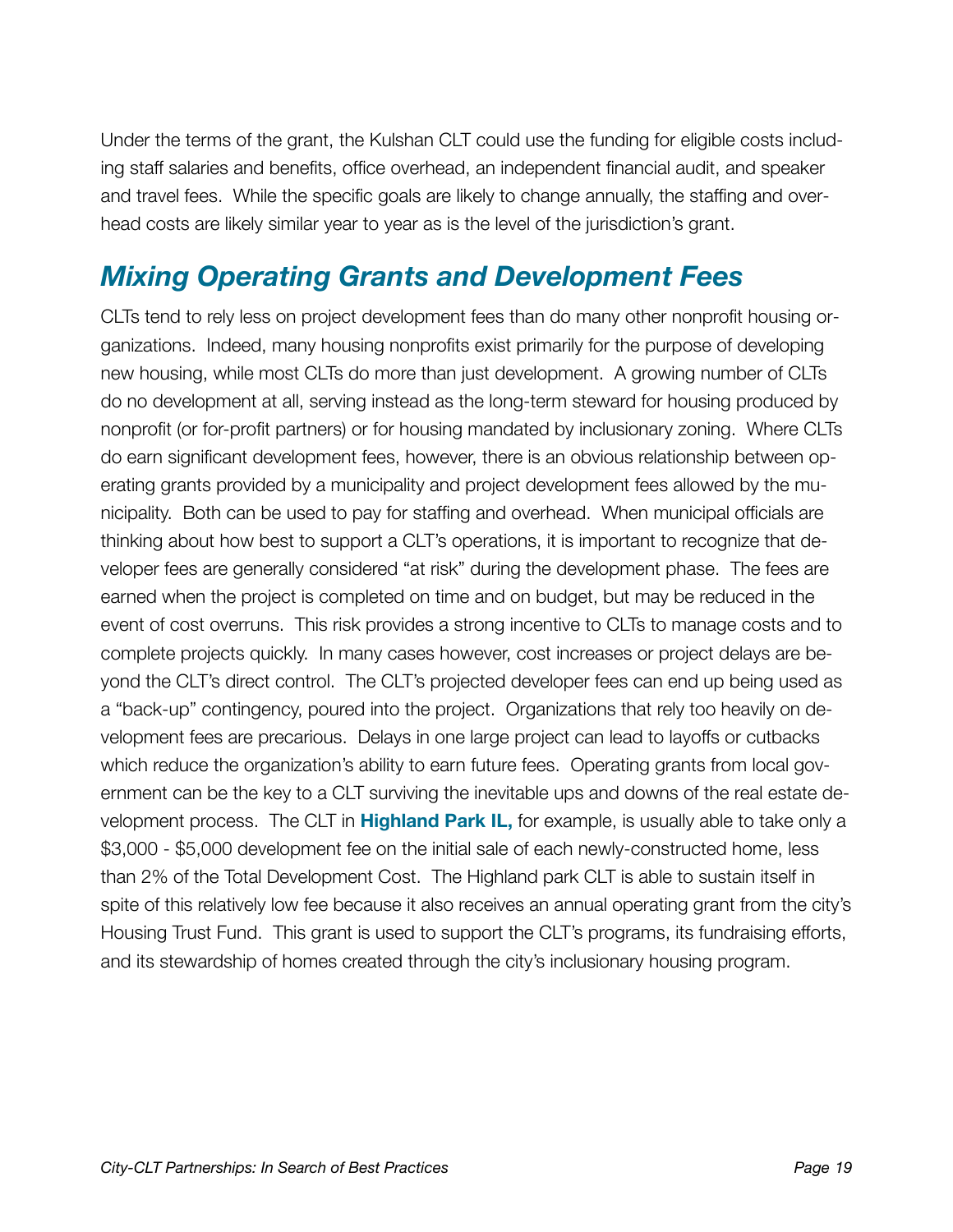Under the terms of the grant, the Kulshan CLT could use the funding for eligible costs including staff salaries and benefits, office overhead, an independent financial audit, and speaker and travel fees. While the specific goals are likely to change annually, the staffing and overhead costs are likely similar year to year as is the level of the jurisdiction's grant.

## *Mixing Operating Grants and Development Fees*

CLTs tend to rely less on project development fees than do many other nonprofit housing organizations. Indeed, many housing nonprofits exist primarily for the purpose of developing new housing, while most CLTs do more than just development. A growing number of CLTs do no development at all, serving instead as the long-term steward for housing produced by nonprofit (or for-profit partners) or for housing mandated by inclusionary zoning. Where CLTs do earn significant development fees, however, there is an obvious relationship between operating grants provided by a municipality and project development fees allowed by the municipality. Both can be used to pay for staffing and overhead. When municipal officials are thinking about how best to support a CLT's operations, it is important to recognize that developer fees are generally considered "at risk" during the development phase. The fees are earned when the project is completed on time and on budget, but may be reduced in the event of cost overruns. This risk provides a strong incentive to CLTs to manage costs and to complete projects quickly. In many cases however, cost increases or project delays are beyond the CLT's direct control. The CLT's projected developer fees can end up being used as a "back-up" contingency, poured into the project. Organizations that rely too heavily on development fees are precarious. Delays in one large project can lead to layoffs or cutbacks which reduce the organization's ability to earn future fees. Operating grants from local government can be the key to a CLT surviving the inevitable ups and downs of the real estate development process. The CLT in **Highland Park IL,** for example, is usually able to take only a $3,000 - $5,000 development fee on the initial sale of each newly-constructed home, less than 2% of the Total Development Cost. The Highland park CLT is able to sustain itself in spite of this relatively low fee because it also receives an annual operating grant from the city's Housing Trust Fund. This grant is used to support the CLT's programs, its fundraising efforts, and its stewardship of homes created through the city's inclusionary housing program.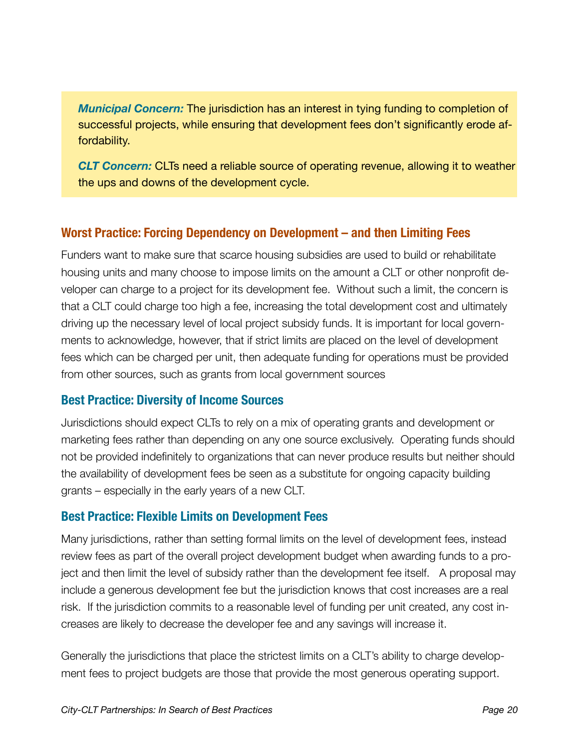***Municipal Concern:*** The jurisdiction has an interest in tying funding to completion of successful projects, while ensuring that development fees don't significantly erode affordability.

***CLT Concern:*** CLTs need a reliable source of operating revenue, allowing it to weather the ups and downs of the development cycle.

### Worst Practice: Forcing Dependency on Development – and then Limiting Fees

Funders want to make sure that scarce housing subsidies are used to build or rehabilitate housing units and many choose to impose limits on the amount a CLT or other nonprofit developer can charge to a project for its development fee. Without such a limit, the concern is that a CLT could charge too high a fee, increasing the total development cost and ultimately driving up the necessary level of local project subsidy funds. It is important for local governments to acknowledge, however, that if strict limits are placed on the level of development fees which can be charged per unit, then adequate funding for operations must be provided from other sources, such as grants from local government sources

### Best Practice: Diversity of Income Sources

Jurisdictions should expect CLTs to rely on a mix of operating grants and development or marketing fees rather than depending on any one source exclusively. Operating funds should not be provided indefinitely to organizations that can never produce results but neither should the availability of development fees be seen as a substitute for ongoing capacity building grants – especially in the early years of a new CLT.

### Best Practice: Flexible Limits on Development Fees

Many jurisdictions, rather than setting formal limits on the level of development fees, instead review fees as part of the overall project development budget when awarding funds to a project and then limit the level of subsidy rather than the development fee itself. A proposal may include a generous development fee but the jurisdiction knows that cost increases are a real risk. If the jurisdiction commits to a reasonable level of funding per unit created, any cost increases are likely to decrease the developer fee and any savings will increase it.

Generally the jurisdictions that place the strictest limits on a CLT's ability to charge development fees to project budgets are those that provide the most generous operating support.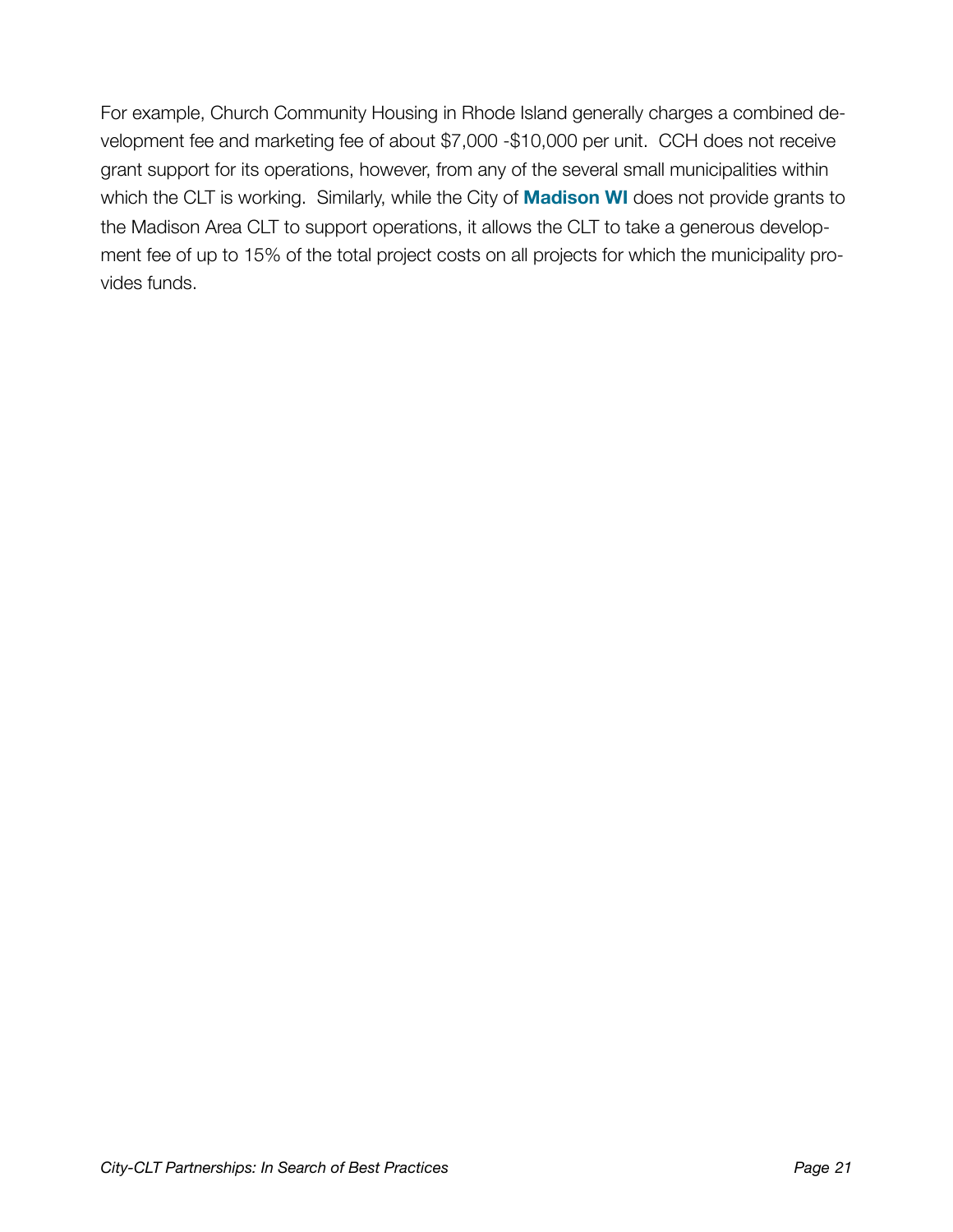For example, Church Community Housing in Rhode Island generally charges a combined development fee and marketing fee of about $7,000 -$10,000 per unit. CCH does not receive grant support for its operations, however, from any of the several small municipalities within which the CLT is working. Similarly, while the City of **Madison WI** does not provide grants to the Madison Area CLT to support operations, it allows the CLT to take a generous development fee of up to 15% of the total project costs on all projects for which the municipality provides funds.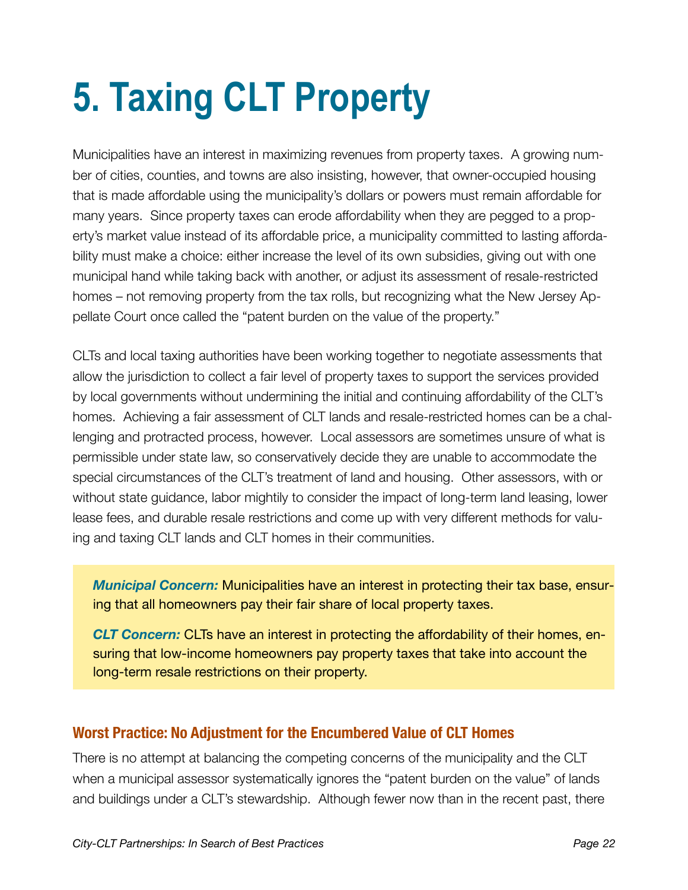# 5. Taxing CLT Property

Municipalities have an interest in maximizing revenues from property taxes. A growing number of cities, counties, and towns are also insisting, however, that owner-occupied housing that is made affordable using the municipality's dollars or powers must remain affordable for many years. Since property taxes can erode affordability when they are pegged to a property's market value instead of its affordable price, a municipality committed to lasting affordability must make a choice: either increase the level of its own subsidies, giving out with one municipal hand while taking back with another, or adjust its assessment of resale-restricted homes – not removing property from the tax rolls, but recognizing what the New Jersey Appellate Court once called the "patent burden on the value of the property."

CLTs and local taxing authorities have been working together to negotiate assessments that allow the jurisdiction to collect a fair level of property taxes to support the services provided by local governments without undermining the initial and continuing affordability of the CLT's homes. Achieving a fair assessment of CLT lands and resale-restricted homes can be a challenging and protracted process, however. Local assessors are sometimes unsure of what is permissible under state law, so conservatively decide they are unable to accommodate the special circumstances of the CLT's treatment of land and housing. Other assessors, with or without state guidance, labor mightily to consider the impact of long-term land leasing, lower lease fees, and durable resale restrictions and come up with very different methods for valuing and taxing CLT lands and CLT homes in their communities.

> ***Municipal Concern:*** Municipalities have an interest in protecting their tax base, ensuring that all homeowners pay their fair share of local property taxes.
>
> ***CLT Concern:*** CLTs have an interest in protecting the affordability of their homes, ensuring that low-income homeowners pay property taxes that take into account the long-term resale restrictions on their property.

### Worst Practice: No Adjustment for the Encumbered Value of CLT Homes

There is no attempt at balancing the competing concerns of the municipality and the CLT when a municipal assessor systematically ignores the "patent burden on the value" of lands and buildings under a CLT's stewardship. Although fewer now than in the recent past, there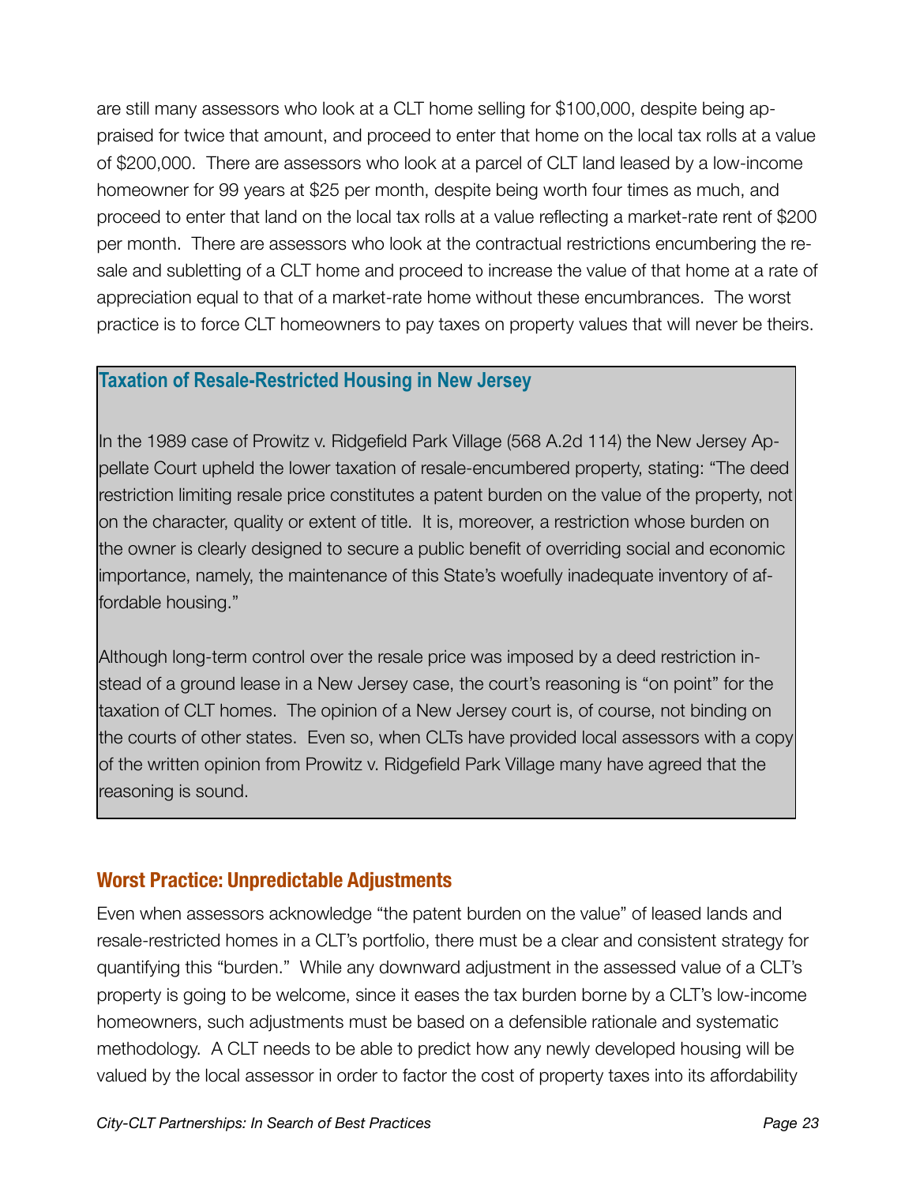are still many assessors who look at a CLT home selling for $100,000, despite being appraised for twice that amount, and proceed to enter that home on the local tax rolls at a value of $200,000. There are assessors who look at a parcel of CLT land leased by a low-income homeowner for 99 years at $25 per month, despite being worth four times as much, and proceed to enter that land on the local tax rolls at a value reflecting a market-rate rent of $200 per month. There are assessors who look at the contractual restrictions encumbering the resale and subletting of a CLT home and proceed to increase the value of that home at a rate of appreciation equal to that of a market-rate home without these encumbrances. The worst practice is to force CLT homeowners to pay taxes on property values that will never be theirs.

### Taxation of Resale-Restricted Housing in New Jersey

In the 1989 case of Prowitz v. Ridgefield Park Village (568 A.2d 114) the New Jersey Appellate Court upheld the lower taxation of resale-encumbered property, stating: "The deed restriction limiting resale price constitutes a patent burden on the value of the property, not on the character, quality or extent of title. It is, moreover, a restriction whose burden on the owner is clearly designed to secure a public benefit of overriding social and economic importance, namely, the maintenance of this State's woefully inadequate inventory of affordable housing."

Although long-term control over the resale price was imposed by a deed restriction instead of a ground lease in a New Jersey case, the court's reasoning is "on point" for the taxation of CLT homes. The opinion of a New Jersey court is, of course, not binding on the courts of other states. Even so, when CLTs have provided local assessors with a copy of the written opinion from Prowitz v. Ridgefield Park Village many have agreed that the reasoning is sound.

## Worst Practice: Unpredictable Adjustments

Even when assessors acknowledge "the patent burden on the value" of leased lands and resale-restricted homes in a CLT's portfolio, there must be a clear and consistent strategy for quantifying this "burden." While any downward adjustment in the assessed value of a CLT's property is going to be welcome, since it eases the tax burden borne by a CLT's low-income homeowners, such adjustments must be based on a defensible rationale and systematic methodology. A CLT needs to be able to predict how any newly developed housing will be valued by the local assessor in order to factor the cost of property taxes into its affordability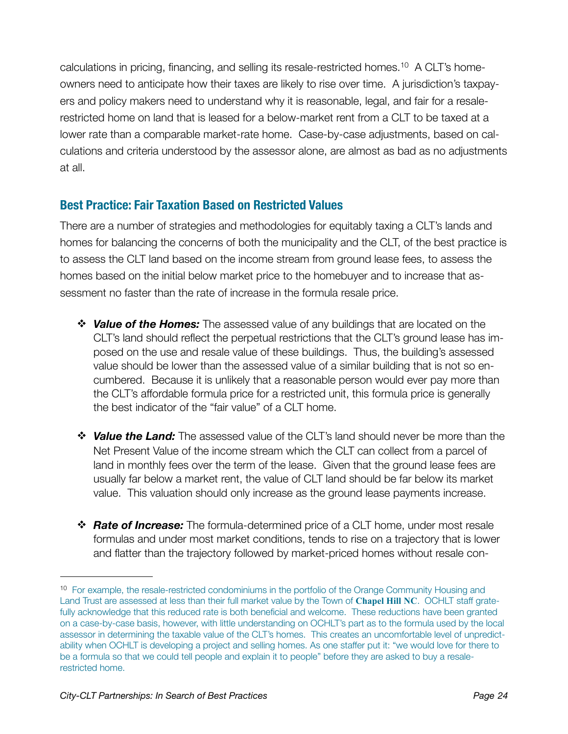calculations in pricing, financing, and selling its resale-restricted homes.[10] A CLT's home-owners need to anticipate how their taxes are likely to rise over time. A jurisdiction's taxpayers and policy makers need to understand why it is reasonable, legal, and fair for a resale-restricted home on land that is leased for a below-market rent from a CLT to be taxed at a lower rate than a comparable market-rate home. Case-by-case adjustments, based on calculations and criteria understood by the assessor alone, are almost as bad as no adjustments at all.

## Best Practice: Fair Taxation Based on Restricted Values

There are a number of strategies and methodologies for equitably taxing a CLT's lands and homes for balancing the concerns of both the municipality and the CLT, of the best practice is to assess the CLT land based on the income stream from ground lease fees, to assess the homes based on the initial below market price to the homebuyer and to increase that assessment no faster than the rate of increase in the formula resale price.

- ***Value of the Homes:*** The assessed value of any buildings that are located on the CLT's land should reflect the perpetual restrictions that the CLT's ground lease has imposed on the use and resale value of these buildings. Thus, the building's assessed value should be lower than the assessed value of a similar building that is not so encumbered. Because it is unlikely that a reasonable person would ever pay more than the CLT's affordable formula price for a restricted unit, this formula price is generally the best indicator of the "fair value" of a CLT home.

- ***Value the Land:*** The assessed value of the CLT's land should never be more than the Net Present Value of the income stream which the CLT can collect from a parcel of land in monthly fees over the term of the lease. Given that the ground lease fees are usually far below a market rent, the value of CLT land should be far below its market value. This valuation should only increase as the ground lease payments increase.

- ***Rate of Increase:*** The formula-determined price of a CLT home, under most resale formulas and under most market conditions, tends to rise on a trajectory that is lower and flatter than the trajectory followed by market-priced homes without resale con-

---

[10] For example, the resale-restricted condominiums in the portfolio of the Orange Community Housing and Land Trust are assessed at less than their full market value by the Town of **Chapel Hill NC**. OCHLT staff gratefully acknowledge that this reduced rate is both beneficial and welcome. These reductions have been granted on a case-by-case basis, however, with little understanding on OCHLT's part as to the formula used by the local assessor in determining the taxable value of the CLT's homes. This creates an uncomfortable level of unpredictability when OCHLT is developing a project and selling homes. As one staffer put it: "we would love for there to be a formula so that we could tell people and explain it to people" before they are asked to buy a resale-restricted home.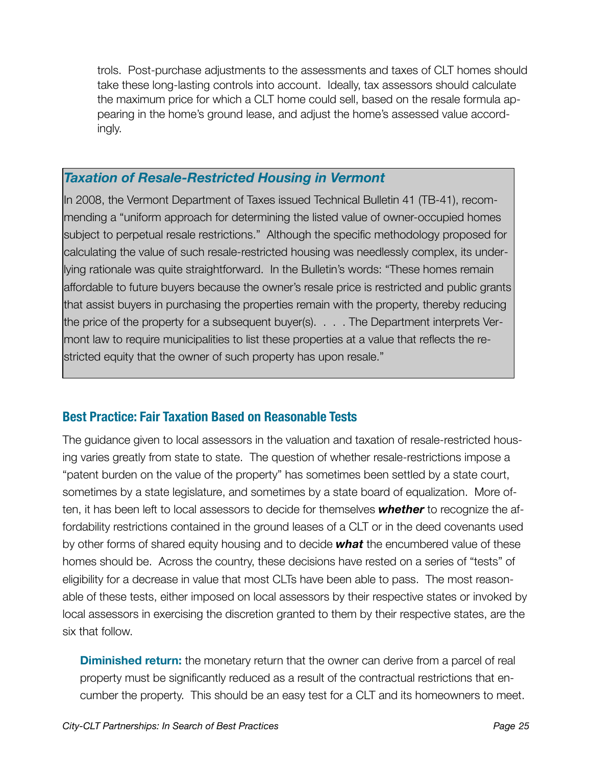trols. Post-purchase adjustments to the assessments and taxes of CLT homes should take these long-lasting controls into account. Ideally, tax assessors should calculate the maximum price for which a CLT home could sell, based on the resale formula appearing in the home's ground lease, and adjust the home's assessed value accordingly.

### *Taxation of Resale-Restricted Housing in Vermont*

In 2008, the Vermont Department of Taxes issued Technical Bulletin 41 (TB-41), recommending a "uniform approach for determining the listed value of owner-occupied homes subject to perpetual resale restrictions." Although the specific methodology proposed for calculating the value of such resale-restricted housing was needlessly complex, its underlying rationale was quite straightforward. In the Bulletin's words: "These homes remain affordable to future buyers because the owner's resale price is restricted and public grants that assist buyers in purchasing the properties remain with the property, thereby reducing the price of the property for a subsequent buyer(s). . . . The Department interprets Vermont law to require municipalities to list these properties at a value that reflects the restricted equity that the owner of such property has upon resale."

## Best Practice: Fair Taxation Based on Reasonable Tests

The guidance given to local assessors in the valuation and taxation of resale-restricted housing varies greatly from state to state. The question of whether resale-restrictions impose a "patent burden on the value of the property" has sometimes been settled by a state court, sometimes by a state legislature, and sometimes by a state board of equalization. More often, it has been left to local assessors to decide for themselves ***whether*** to recognize the affordability restrictions contained in the ground leases of a CLT or in the deed covenants used by other forms of shared equity housing and to decide ***what*** the encumbered value of these homes should be. Across the country, these decisions have rested on a series of "tests" of eligibility for a decrease in value that most CLTs have been able to pass. The most reasonable of these tests, either imposed on local assessors by their respective states or invoked by local assessors in exercising the discretion granted to them by their respective states, are the six that follow.

**Diminished return:** the monetary return that the owner can derive from a parcel of real property must be significantly reduced as a result of the contractual restrictions that encumber the property. This should be an easy test for a CLT and its homeowners to meet.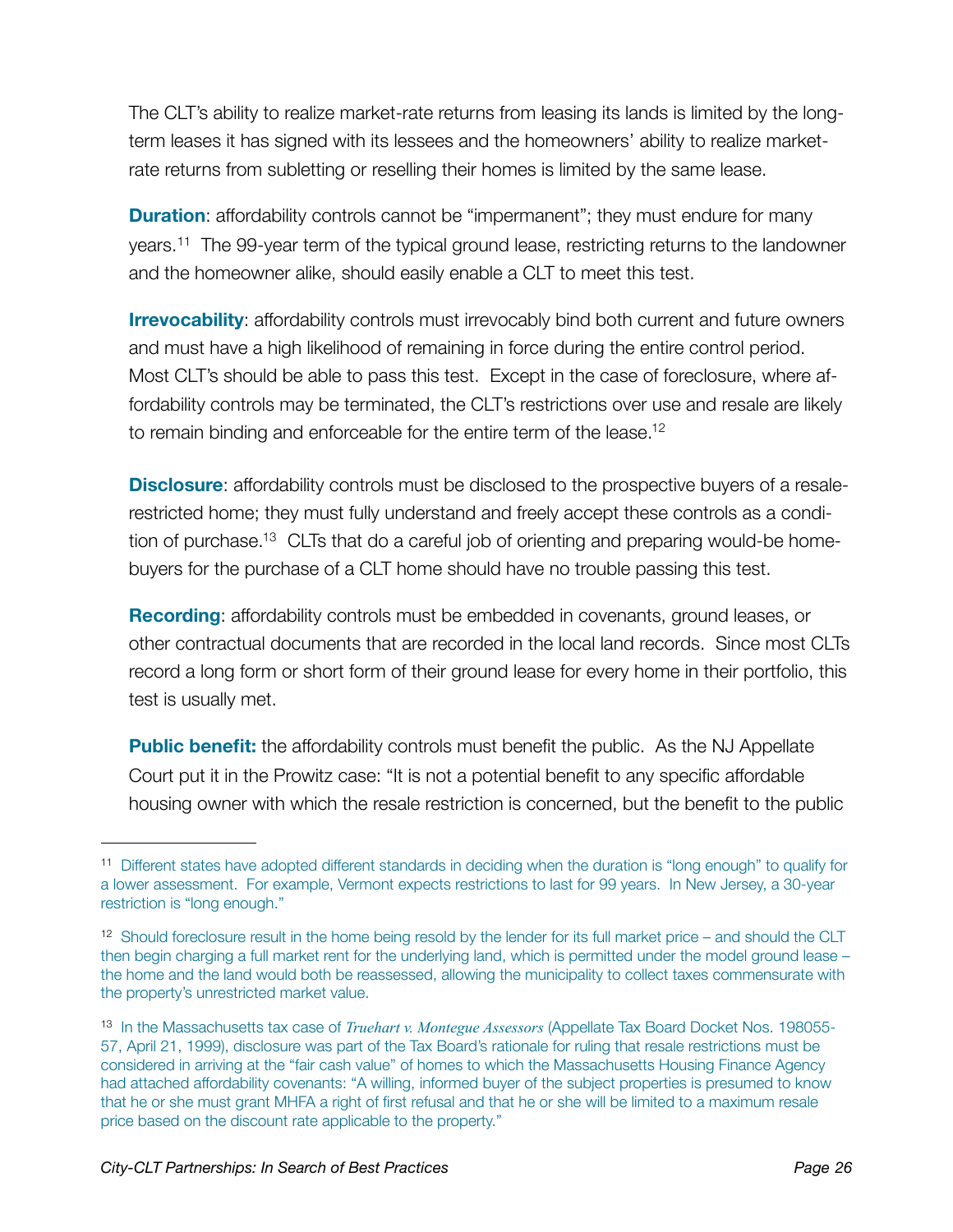The CLT's ability to realize market-rate returns from leasing its lands is limited by the long-term leases it has signed with its lessees and the homeowners' ability to realize market-rate returns from subletting or reselling their homes is limited by the same lease.

**Duration**: affordability controls cannot be "impermanent"; they must endure for many years.[11] The 99-year term of the typical ground lease, restricting returns to the landowner and the homeowner alike, should easily enable a CLT to meet this test.

**Irrevocability**: affordability controls must irrevocably bind both current and future owners and must have a high likelihood of remaining in force during the entire control period. Most CLT's should be able to pass this test. Except in the case of foreclosure, where affordability controls may be terminated, the CLT's restrictions over use and resale are likely to remain binding and enforceable for the entire term of the lease.[12]

**Disclosure**: affordability controls must be disclosed to the prospective buyers of a resale-restricted home; they must fully understand and freely accept these controls as a condition of purchase.[13] CLTs that do a careful job of orienting and preparing would-be home-buyers for the purchase of a CLT home should have no trouble passing this test.

**Recording**: affordability controls must be embedded in covenants, ground leases, or other contractual documents that are recorded in the local land records. Since most CLTs record a long form or short form of their ground lease for every home in their portfolio, this test is usually met.

**Public benefit:** the affordability controls must benefit the public. As the NJ Appellate Court put it in the Prowitz case: "It is not a potential benefit to any specific affordable housing owner with which the resale restriction is concerned, but the benefit to the public

---

[11] Different states have adopted different standards in deciding when the duration is "long enough" to qualify for a lower assessment. For example, Vermont expects restrictions to last for 99 years. In New Jersey, a 30-year restriction is "long enough."

[12] Should foreclosure result in the home being resold by the lender for its full market price – and should the CLT then begin charging a full market rent for the underlying land, which is permitted under the model ground lease – the home and the land would both be reassessed, allowing the municipality to collect taxes commensurate with the property's unrestricted market value.

[13] In the Massachusetts tax case of *Truehart v. Montegue Assessors* (Appellate Tax Board Docket Nos. 198055-57, April 21, 1999), disclosure was part of the Tax Board's rationale for ruling that resale restrictions must be considered in arriving at the "fair cash value" of homes to which the Massachusetts Housing Finance Agency had attached affordability covenants: "A willing, informed buyer of the subject properties is presumed to know that he or she must grant MHFA a right of first refusal and that he or she will be limited to a maximum resale price based on the discount rate applicable to the property."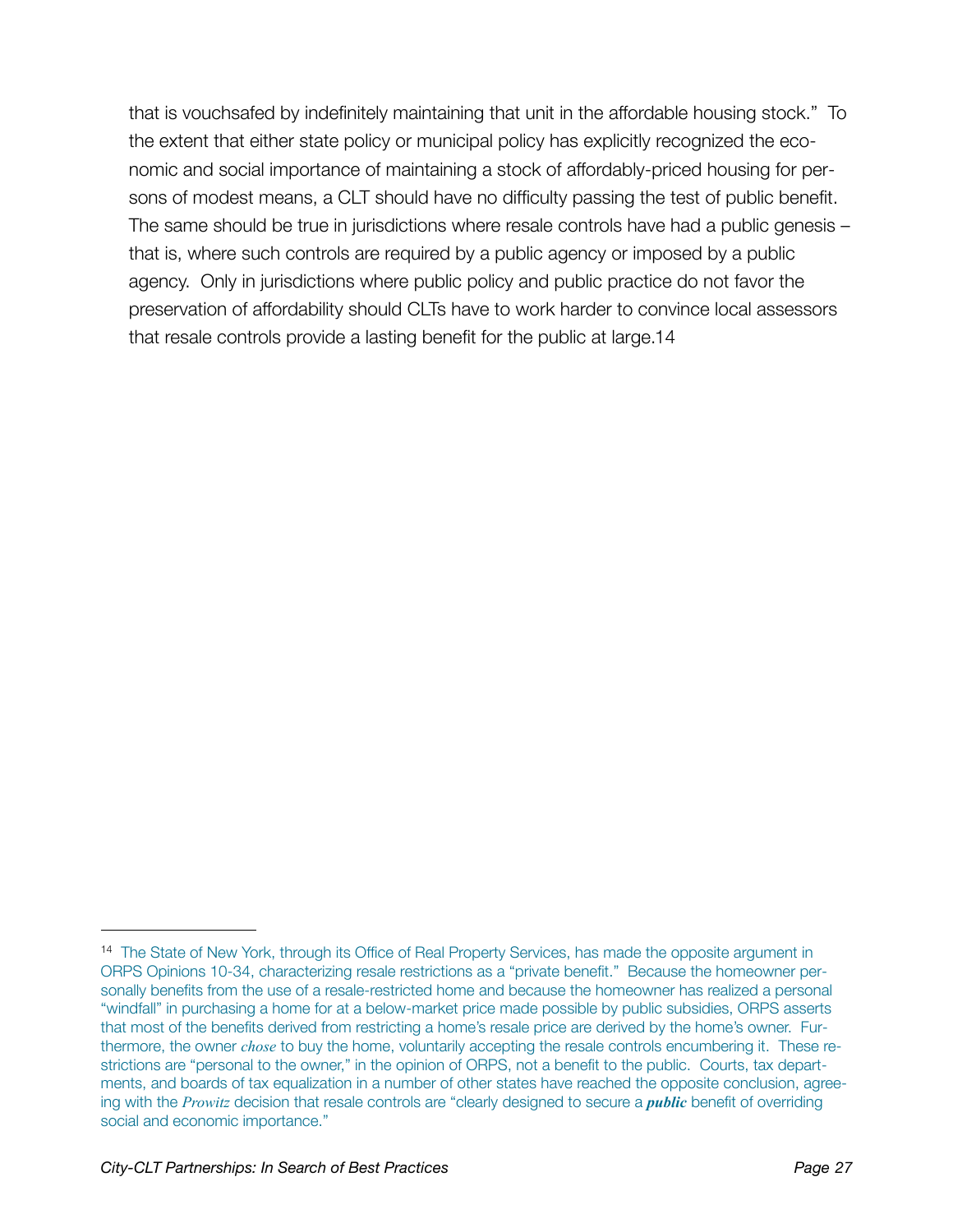that is vouchsafed by indefinitely maintaining that unit in the affordable housing stock." To the extent that either state policy or municipal policy has explicitly recognized the economic and social importance of maintaining a stock of affordably-priced housing for persons of modest means, a CLT should have no difficulty passing the test of public benefit. The same should be true in jurisdictions where resale controls have had a public genesis – that is, where such controls are required by a public agency or imposed by a public agency. Only in jurisdictions where public policy and public practice do not favor the preservation of affordability should CLTs have to work harder to convince local assessors that resale controls provide a lasting benefit for the public at large.[14]

---

[14] The State of New York, through its Office of Real Property Services, has made the opposite argument in ORPS Opinions 10-34, characterizing resale restrictions as a "private benefit." Because the homeowner personally benefits from the use of a resale-restricted home and because the homeowner has realized a personal "windfall" in purchasing a home for at a below-market price made possible by public subsidies, ORPS asserts that most of the benefits derived from restricting a home's resale price are derived by the home's owner. Furthermore, the owner *chose* to buy the home, voluntarily accepting the resale controls encumbering it. These restrictions are "personal to the owner," in the opinion of ORPS, not a benefit to the public. Courts, tax departments, and boards of tax equalization in a number of other states have reached the opposite conclusion, agreeing with the *Prowitz* decision that resale controls are "clearly designed to secure a ***public*** benefit of overriding social and economic importance."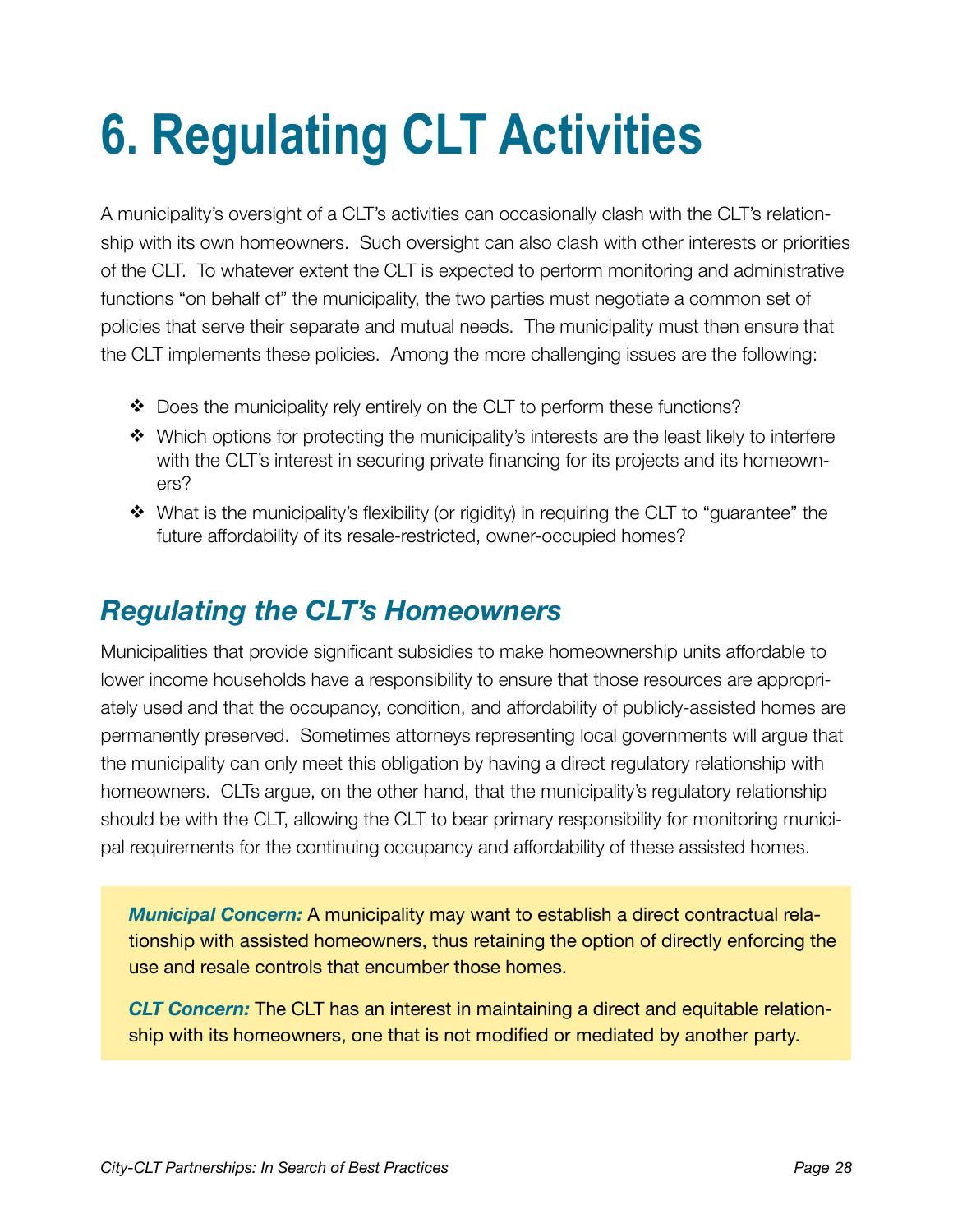# 6. Regulating CLT Activities

A municipality's oversight of a CLT's activities can occasionally clash with the CLT's relationship with its own homeowners. Such oversight can also clash with other interests or priorities of the CLT. To whatever extent the CLT is expected to perform monitoring and administrative functions "on behalf of" the municipality, the two parties must negotiate a common set of policies that serve their separate and mutual needs. The municipality must then ensure that the CLT implements these policies. Among the more challenging issues are the following:

- Does the municipality rely entirely on the CLT to perform these functions?
- Which options for protecting the municipality's interests are the least likely to interfere with the CLT's interest in securing private financing for its projects and its homeowners?
- What is the municipality's flexibility (or rigidity) in requiring the CLT to "guarantee" the future affordability of its resale-restricted, owner-occupied homes?

## *Regulating the CLT's Homeowners*

Municipalities that provide significant subsidies to make homeownership units affordable to lower income households have a responsibility to ensure that those resources are appropriately used and that the occupancy, condition, and affordability of publicly-assisted homes are permanently preserved. Sometimes attorneys representing local governments will argue that the municipality can only meet this obligation by having a direct regulatory relationship with homeowners. CLTs argue, on the other hand, that the municipality's regulatory relationship should be with the CLT, allowing the CLT to bear primary responsibility for monitoring municipal requirements for the continuing occupancy and affordability of these assisted homes.

> ***Municipal Concern:*** A municipality may want to establish a direct contractual relationship with assisted homeowners, thus retaining the option of directly enforcing the use and resale controls that encumber those homes.
>
> ***CLT Concern:*** The CLT has an interest in maintaining a direct and equitable relationship with its homeowners, one that is not modified or mediated by another party.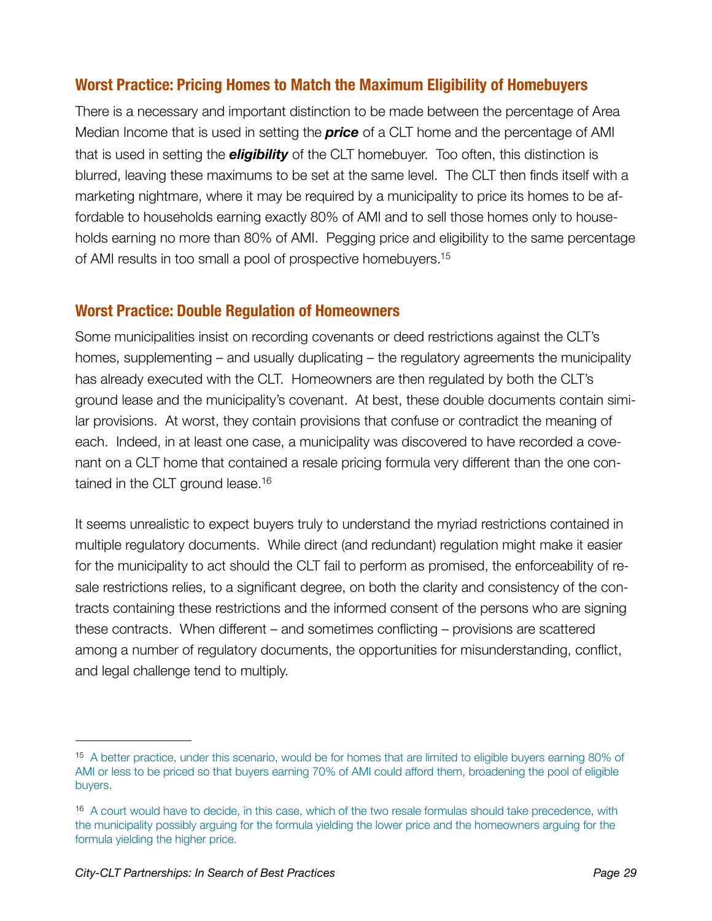## Worst Practice: Pricing Homes to Match the Maximum Eligibility of Homebuyers

There is a necessary and important distinction to be made between the percentage of Area Median Income that is used in setting the ***price*** of a CLT home and the percentage of AMI that is used in setting the ***eligibility*** of the CLT homebuyer. Too often, this distinction is blurred, leaving these maximums to be set at the same level. The CLT then finds itself with a marketing nightmare, where it may be required by a municipality to price its homes to be affordable to households earning exactly 80% of AMI and to sell those homes only to households earning no more than 80% of AMI. Pegging price and eligibility to the same percentage of AMI results in too small a pool of prospective homebuyers.[15]

## Worst Practice: Double Regulation of Homeowners

Some municipalities insist on recording covenants or deed restrictions against the CLT's homes, supplementing – and usually duplicating – the regulatory agreements the municipality has already executed with the CLT. Homeowners are then regulated by both the CLT's ground lease and the municipality's covenant. At best, these double documents contain similar provisions. At worst, they contain provisions that confuse or contradict the meaning of each. Indeed, in at least one case, a municipality was discovered to have recorded a covenant on a CLT home that contained a resale pricing formula very different than the one contained in the CLT ground lease.[16]

It seems unrealistic to expect buyers truly to understand the myriad restrictions contained in multiple regulatory documents. While direct (and redundant) regulation might make it easier for the municipality to act should the CLT fail to perform as promised, the enforceability of resale restrictions relies, to a significant degree, on both the clarity and consistency of the contracts containing these restrictions and the informed consent of the persons who are signing these contracts. When different – and sometimes conflicting – provisions are scattered among a number of regulatory documents, the opportunities for misunderstanding, conflict, and legal challenge tend to multiply.

---

[15] A better practice, under this scenario, would be for homes that are limited to eligible buyers earning 80% of AMI or less to be priced so that buyers earning 70% of AMI could afford them, broadening the pool of eligible buyers.

[16] A court would have to decide, in this case, which of the two resale formulas should take precedence, with the municipality possibly arguing for the formula yielding the lower price and the homeowners arguing for the formula yielding the higher price.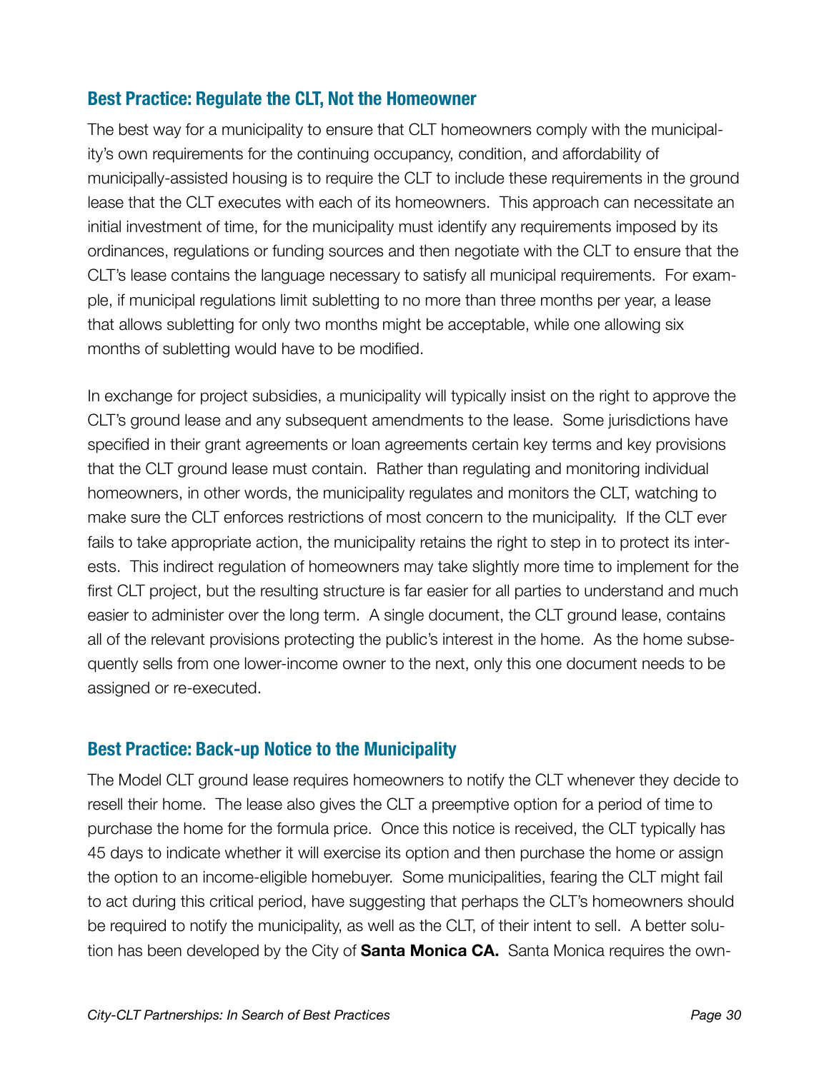## Best Practice: Regulate the CLT, Not the Homeowner

The best way for a municipality to ensure that CLT homeowners comply with the municipality's own requirements for the continuing occupancy, condition, and affordability of municipally-assisted housing is to require the CLT to include these requirements in the ground lease that the CLT executes with each of its homeowners. This approach can necessitate an initial investment of time, for the municipality must identify any requirements imposed by its ordinances, regulations or funding sources and then negotiate with the CLT to ensure that the CLT's lease contains the language necessary to satisfy all municipal requirements. For example, if municipal regulations limit subletting to no more than three months per year, a lease that allows subletting for only two months might be acceptable, while one allowing six months of subletting would have to be modified.

In exchange for project subsidies, a municipality will typically insist on the right to approve the CLT's ground lease and any subsequent amendments to the lease. Some jurisdictions have specified in their grant agreements or loan agreements certain key terms and key provisions that the CLT ground lease must contain. Rather than regulating and monitoring individual homeowners, in other words, the municipality regulates and monitors the CLT, watching to make sure the CLT enforces restrictions of most concern to the municipality. If the CLT ever fails to take appropriate action, the municipality retains the right to step in to protect its interests. This indirect regulation of homeowners may take slightly more time to implement for the first CLT project, but the resulting structure is far easier for all parties to understand and much easier to administer over the long term. A single document, the CLT ground lease, contains all of the relevant provisions protecting the public's interest in the home. As the home subsequently sells from one lower-income owner to the next, only this one document needs to be assigned or re-executed.

## Best Practice: Back-up Notice to the Municipality

The Model CLT ground lease requires homeowners to notify the CLT whenever they decide to resell their home. The lease also gives the CLT a preemptive option for a period of time to purchase the home for the formula price. Once this notice is received, the CLT typically has 45 days to indicate whether it will exercise its option and then purchase the home or assign the option to an income-eligible homebuyer. Some municipalities, fearing the CLT might fail to act during this critical period, have suggesting that perhaps the CLT's homeowners should be required to notify the municipality, as well as the CLT, of their intent to sell. A better solution has been developed by the City of **Santa Monica CA.** Santa Monica requires the own-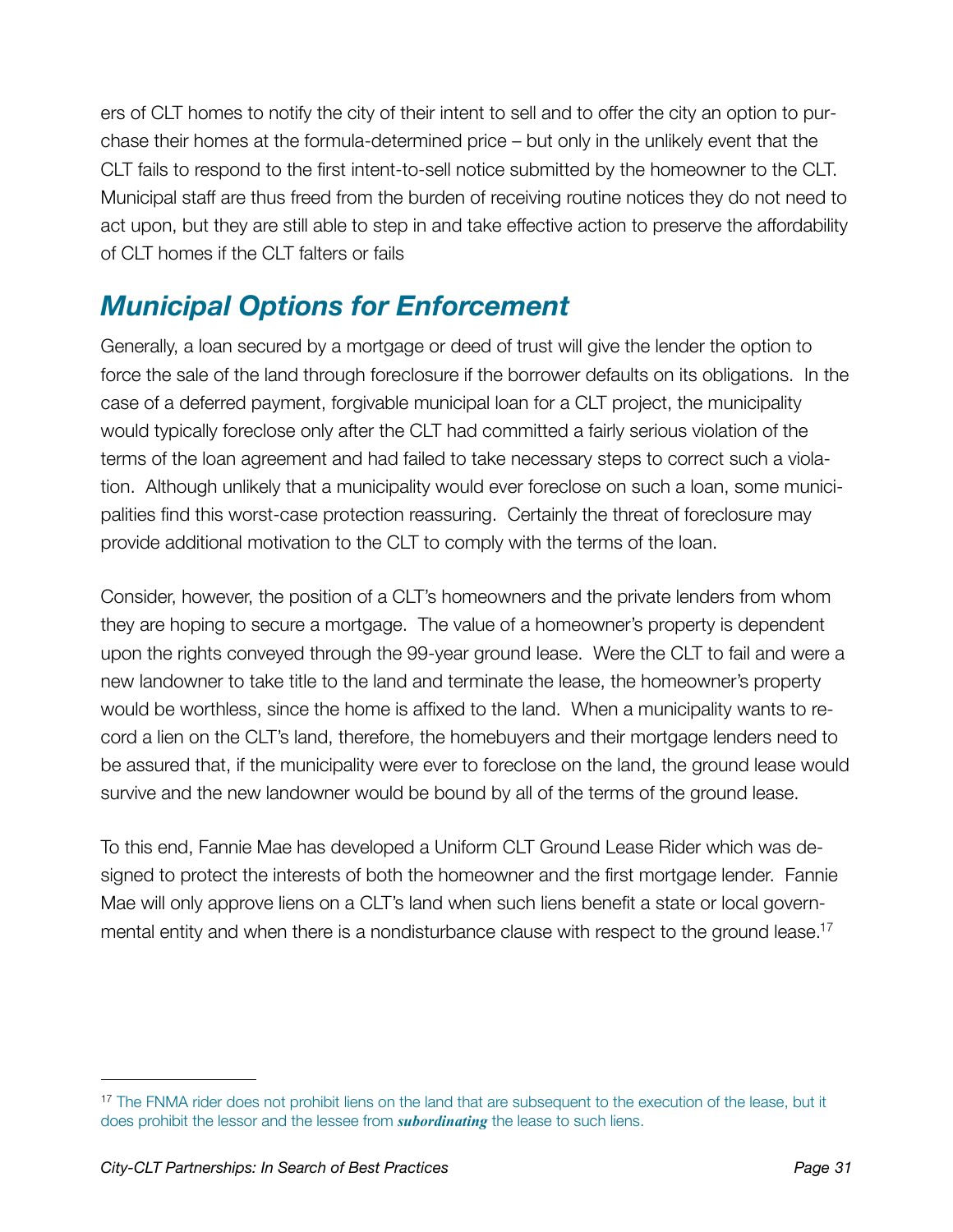ers of CLT homes to notify the city of their intent to sell and to offer the city an option to purchase their homes at the formula-determined price – but only in the unlikely event that the CLT fails to respond to the first intent-to-sell notice submitted by the homeowner to the CLT. Municipal staff are thus freed from the burden of receiving routine notices they do not need to act upon, but they are still able to step in and take effective action to preserve the affordability of CLT homes if the CLT falters or fails

## *Municipal Options for Enforcement*

Generally, a loan secured by a mortgage or deed of trust will give the lender the option to force the sale of the land through foreclosure if the borrower defaults on its obligations. In the case of a deferred payment, forgivable municipal loan for a CLT project, the municipality would typically foreclose only after the CLT had committed a fairly serious violation of the terms of the loan agreement and had failed to take necessary steps to correct such a violation. Although unlikely that a municipality would ever foreclose on such a loan, some municipalities find this worst-case protection reassuring. Certainly the threat of foreclosure may provide additional motivation to the CLT to comply with the terms of the loan.

Consider, however, the position of a CLT's homeowners and the private lenders from whom they are hoping to secure a mortgage. The value of a homeowner's property is dependent upon the rights conveyed through the 99-year ground lease. Were the CLT to fail and were a new landowner to take title to the land and terminate the lease, the homeowner's property would be worthless, since the home is affixed to the land. When a municipality wants to record a lien on the CLT's land, therefore, the homebuyers and their mortgage lenders need to be assured that, if the municipality were ever to foreclose on the land, the ground lease would survive and the new landowner would be bound by all of the terms of the ground lease.

To this end, Fannie Mae has developed a Uniform CLT Ground Lease Rider which was designed to protect the interests of both the homeowner and the first mortgage lender. Fannie Mae will only approve liens on a CLT's land when such liens benefit a state or local governmental entity and when there is a nondisturbance clause with respect to the ground lease.[17]

[17] The FNMA rider does not prohibit liens on the land that are subsequent to the execution of the lease, but it does prohibit the lessor and the lessee from ***subordinating*** the lease to such liens.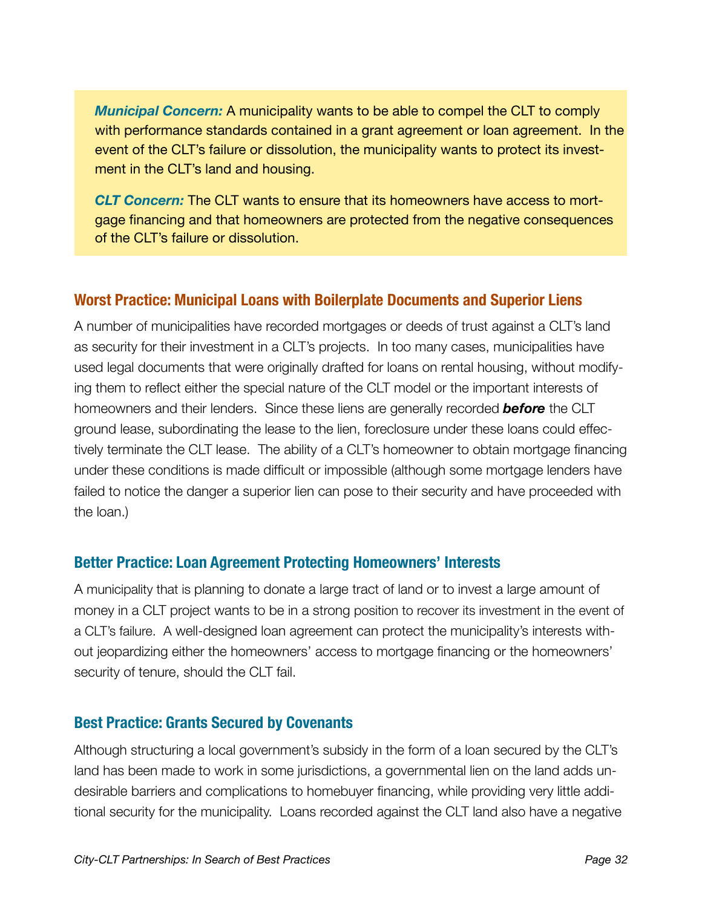***Municipal Concern:*** A municipality wants to be able to compel the CLT to comply with performance standards contained in a grant agreement or loan agreement. In the event of the CLT's failure or dissolution, the municipality wants to protect its investment in the CLT's land and housing.

***CLT Concern:*** The CLT wants to ensure that its homeowners have access to mortgage financing and that homeowners are protected from the negative consequences of the CLT's failure or dissolution.

### Worst Practice: Municipal Loans with Boilerplate Documents and Superior Liens

A number of municipalities have recorded mortgages or deeds of trust against a CLT's land as security for their investment in a CLT's projects. In too many cases, municipalities have used legal documents that were originally drafted for loans on rental housing, without modifying them to reflect either the special nature of the CLT model or the important interests of homeowners and their lenders. Since these liens are generally recorded ***before*** the CLT ground lease, subordinating the lease to the lien, foreclosure under these loans could effectively terminate the CLT lease. The ability of a CLT's homeowner to obtain mortgage financing under these conditions is made difficult or impossible (although some mortgage lenders have failed to notice the danger a superior lien can pose to their security and have proceeded with the loan.)

### Better Practice: Loan Agreement Protecting Homeowners' Interests

A municipality that is planning to donate a large tract of land or to invest a large amount of money in a CLT project wants to be in a strong position to recover its investment in the event of a CLT's failure. A well-designed loan agreement can protect the municipality's interests without jeopardizing either the homeowners' access to mortgage financing or the homeowners' security of tenure, should the CLT fail.

### Best Practice: Grants Secured by Covenants

Although structuring a local government's subsidy in the form of a loan secured by the CLT's land has been made to work in some jurisdictions, a governmental lien on the land adds undesirable barriers and complications to homebuyer financing, while providing very little additional security for the municipality. Loans recorded against the CLT land also have a negative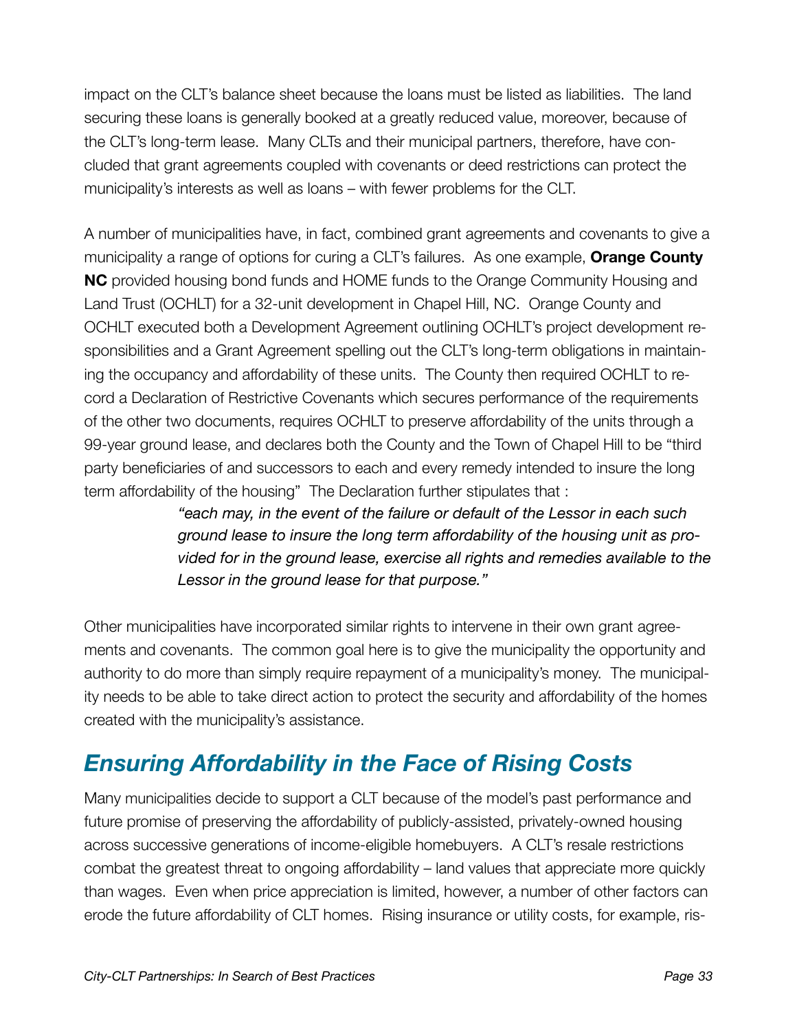impact on the CLT's balance sheet because the loans must be listed as liabilities. The land securing these loans is generally booked at a greatly reduced value, moreover, because of the CLT's long-term lease. Many CLTs and their municipal partners, therefore, have concluded that grant agreements coupled with covenants or deed restrictions can protect the municipality's interests as well as loans – with fewer problems for the CLT.

A number of municipalities have, in fact, combined grant agreements and covenants to give a municipality a range of options for curing a CLT's failures. As one example, **Orange County NC** provided housing bond funds and HOME funds to the Orange Community Housing and Land Trust (OCHLT) for a 32-unit development in Chapel Hill, NC. Orange County and OCHLT executed both a Development Agreement outlining OCHLT's project development responsibilities and a Grant Agreement spelling out the CLT's long-term obligations in maintaining the occupancy and affordability of these units. The County then required OCHLT to record a Declaration of Restrictive Covenants which secures performance of the requirements of the other two documents, requires OCHLT to preserve affordability of the units through a 99-year ground lease, and declares both the County and the Town of Chapel Hill to be "third party beneficiaries of and successors to each and every remedy intended to insure the long term affordability of the housing" The Declaration further stipulates that :

> *"each may, in the event of the failure or default of the Lessor in each such ground lease to insure the long term affordability of the housing unit as provided for in the ground lease, exercise all rights and remedies available to the Lessor in the ground lease for that purpose."*

Other municipalities have incorporated similar rights to intervene in their own grant agreements and covenants. The common goal here is to give the municipality the opportunity and authority to do more than simply require repayment of a municipality's money. The municipality needs to be able to take direct action to protect the security and affordability of the homes created with the municipality's assistance.

## *Ensuring Affordability in the Face of Rising Costs*

Many municipalities decide to support a CLT because of the model's past performance and future promise of preserving the affordability of publicly-assisted, privately-owned housing across successive generations of income-eligible homebuyers. A CLT's resale restrictions combat the greatest threat to ongoing affordability – land values that appreciate more quickly than wages. Even when price appreciation is limited, however, a number of other factors can erode the future affordability of CLT homes. Rising insurance or utility costs, for example, ris-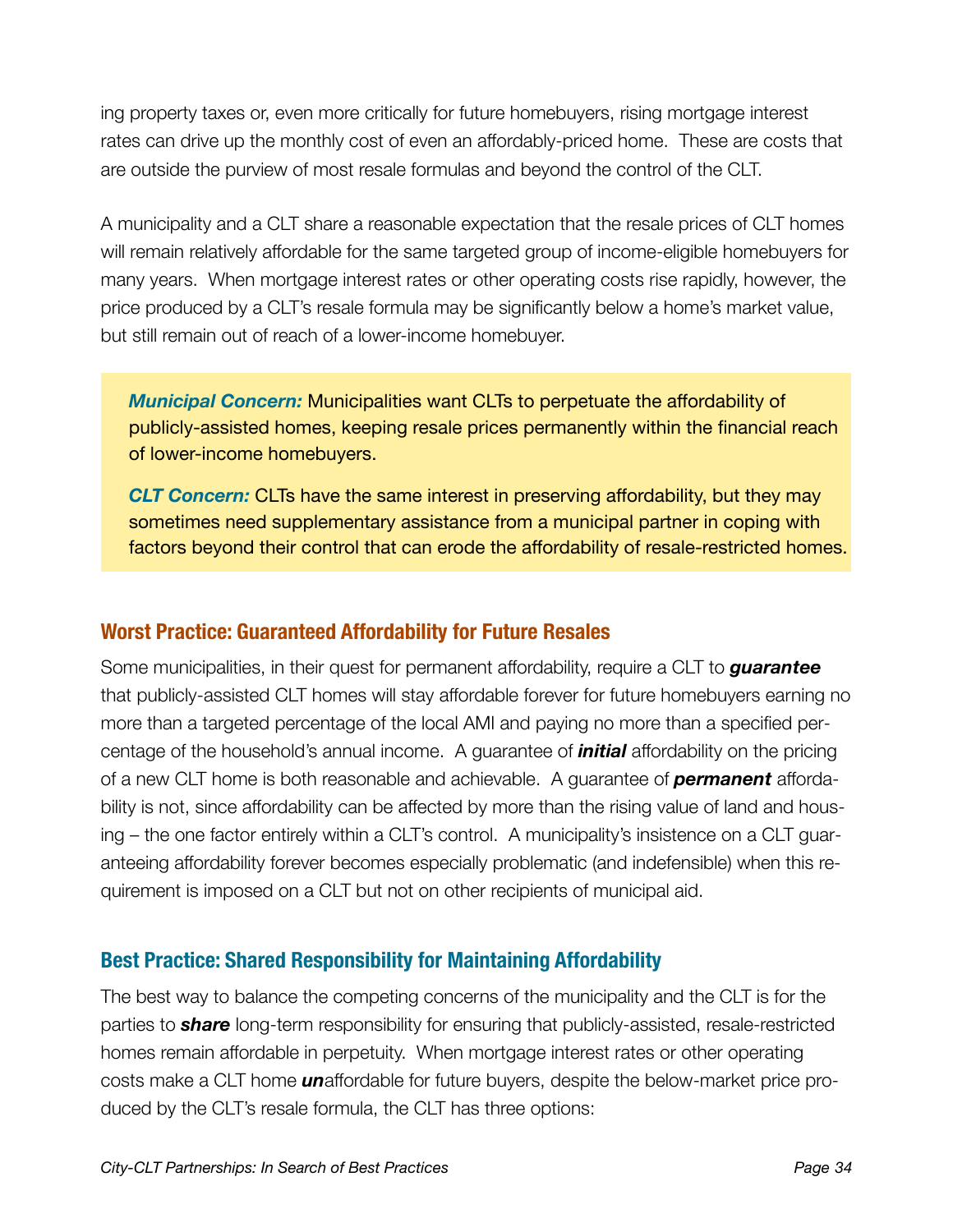ing property taxes or, even more critically for future homebuyers, rising mortgage interest rates can drive up the monthly cost of even an affordably-priced home. These are costs that are outside the purview of most resale formulas and beyond the control of the CLT.

A municipality and a CLT share a reasonable expectation that the resale prices of CLT homes will remain relatively affordable for the same targeted group of income-eligible homebuyers for many years. When mortgage interest rates or other operating costs rise rapidly, however, the price produced by a CLT's resale formula may be significantly below a home's market value, but still remain out of reach of a lower-income homebuyer.

> ***Municipal Concern:*** Municipalities want CLTs to perpetuate the affordability of publicly-assisted homes, keeping resale prices permanently within the financial reach of lower-income homebuyers.
>
> ***CLT Concern:*** CLTs have the same interest in preserving affordability, but they may sometimes need supplementary assistance from a municipal partner in coping with factors beyond their control that can erode the affordability of resale-restricted homes.

## Worst Practice: Guaranteed Affordability for Future Resales

Some municipalities, in their quest for permanent affordability, require a CLT to ***guarantee*** that publicly-assisted CLT homes will stay affordable forever for future homebuyers earning no more than a targeted percentage of the local AMI and paying no more than a specified percentage of the household's annual income. A guarantee of ***initial*** affordability on the pricing of a new CLT home is both reasonable and achievable. A guarantee of ***permanent*** affordability is not, since affordability can be affected by more than the rising value of land and housing – the one factor entirely within a CLT's control. A municipality's insistence on a CLT guaranteeing affordability forever becomes especially problematic (and indefensible) when this requirement is imposed on a CLT but not on other recipients of municipal aid.

## Best Practice: Shared Responsibility for Maintaining Affordability

The best way to balance the competing concerns of the municipality and the CLT is for the parties to ***share*** long-term responsibility for ensuring that publicly-assisted, resale-restricted homes remain affordable in perpetuity. When mortgage interest rates or other operating costs make a CLT home ***un***affordable for future buyers, despite the below-market price produced by the CLT's resale formula, the CLT has three options: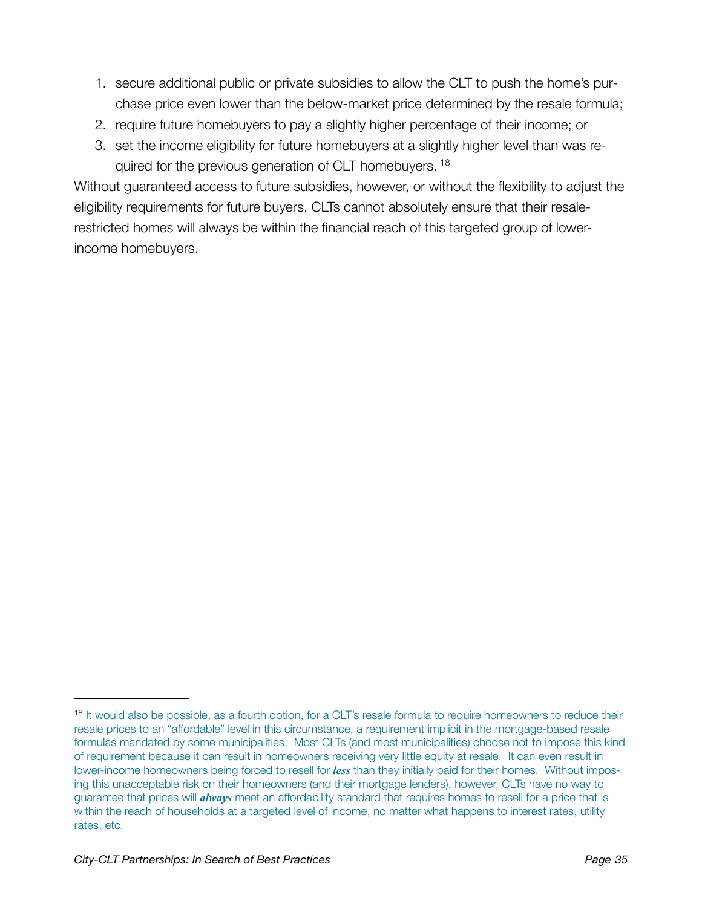1. secure additional public or private subsidies to allow the CLT to push the home's purchase price even lower than the below-market price determined by the resale formula;
2. require future homebuyers to pay a slightly higher percentage of their income; or
3. set the income eligibility for future homebuyers at a slightly higher level than was required for the previous generation of CLT homebuyers. [18]

Without guaranteed access to future subsidies, however, or without the flexibility to adjust the eligibility requirements for future buyers, CLTs cannot absolutely ensure that their resale-restricted homes will always be within the financial reach of this targeted group of lower-income homebuyers.

---

[18] It would also be possible, as a fourth option, for a CLT's resale formula to require homeowners to reduce their resale prices to an "affordable" level in this circumstance, a requirement implicit in the mortgage-based resale formulas mandated by some municipalities. Most CLTs (and most municipalities) choose not to impose this kind of requirement because it can result in homeowners receiving very little equity at resale. It can even result in lower-income homeowners being forced to resell for ***less*** than they initially paid for their homes. Without imposing this unacceptable risk on their homeowners (and their mortgage lenders), however, CLTs have no way to guarantee that prices will ***always*** meet an affordability standard that requires homes to resell for a price that is within the reach of households at a targeted level of income, no matter what happens to interest rates, utility rates, etc.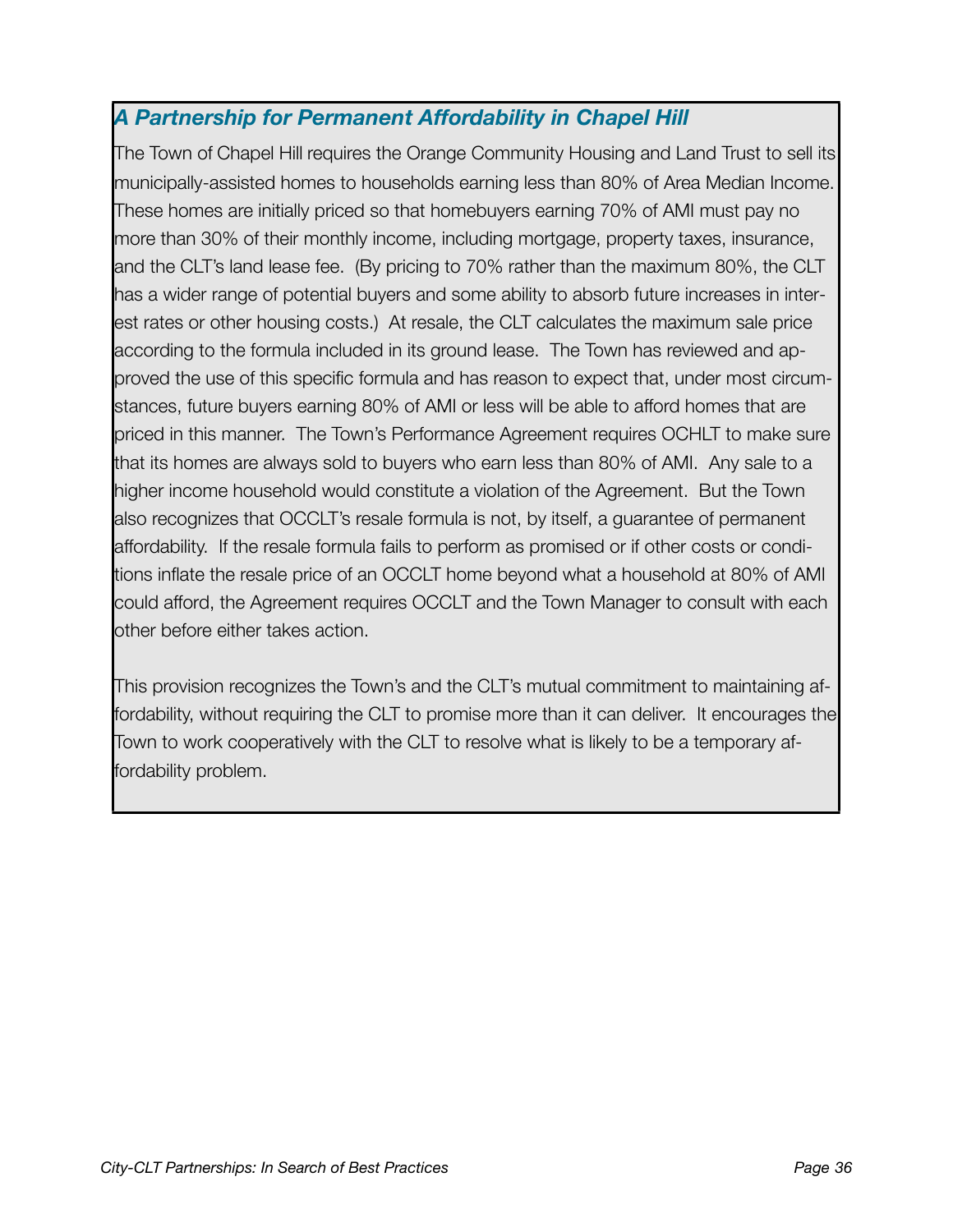### *A Partnership for Permanent Affordability in Chapel Hill*

The Town of Chapel Hill requires the Orange Community Housing and Land Trust to sell its municipally-assisted homes to households earning less than 80% of Area Median Income. These homes are initially priced so that homebuyers earning 70% of AMI must pay no more than 30% of their monthly income, including mortgage, property taxes, insurance, and the CLT's land lease fee. (By pricing to 70% rather than the maximum 80%, the CLT has a wider range of potential buyers and some ability to absorb future increases in interest rates or other housing costs.) At resale, the CLT calculates the maximum sale price according to the formula included in its ground lease. The Town has reviewed and approved the use of this specific formula and has reason to expect that, under most circumstances, future buyers earning 80% of AMI or less will be able to afford homes that are priced in this manner. The Town's Performance Agreement requires OCHLT to make sure that its homes are always sold to buyers who earn less than 80% of AMI. Any sale to a higher income household would constitute a violation of the Agreement. But the Town also recognizes that OCCLT's resale formula is not, by itself, a guarantee of permanent affordability. If the resale formula fails to perform as promised or if other costs or conditions inflate the resale price of an OCCLT home beyond what a household at 80% of AMI could afford, the Agreement requires OCCLT and the Town Manager to consult with each other before either takes action.

This provision recognizes the Town's and the CLT's mutual commitment to maintaining affordability, without requiring the CLT to promise more than it can deliver. It encourages the Town to work cooperatively with the CLT to resolve what is likely to be a temporary affordability problem.